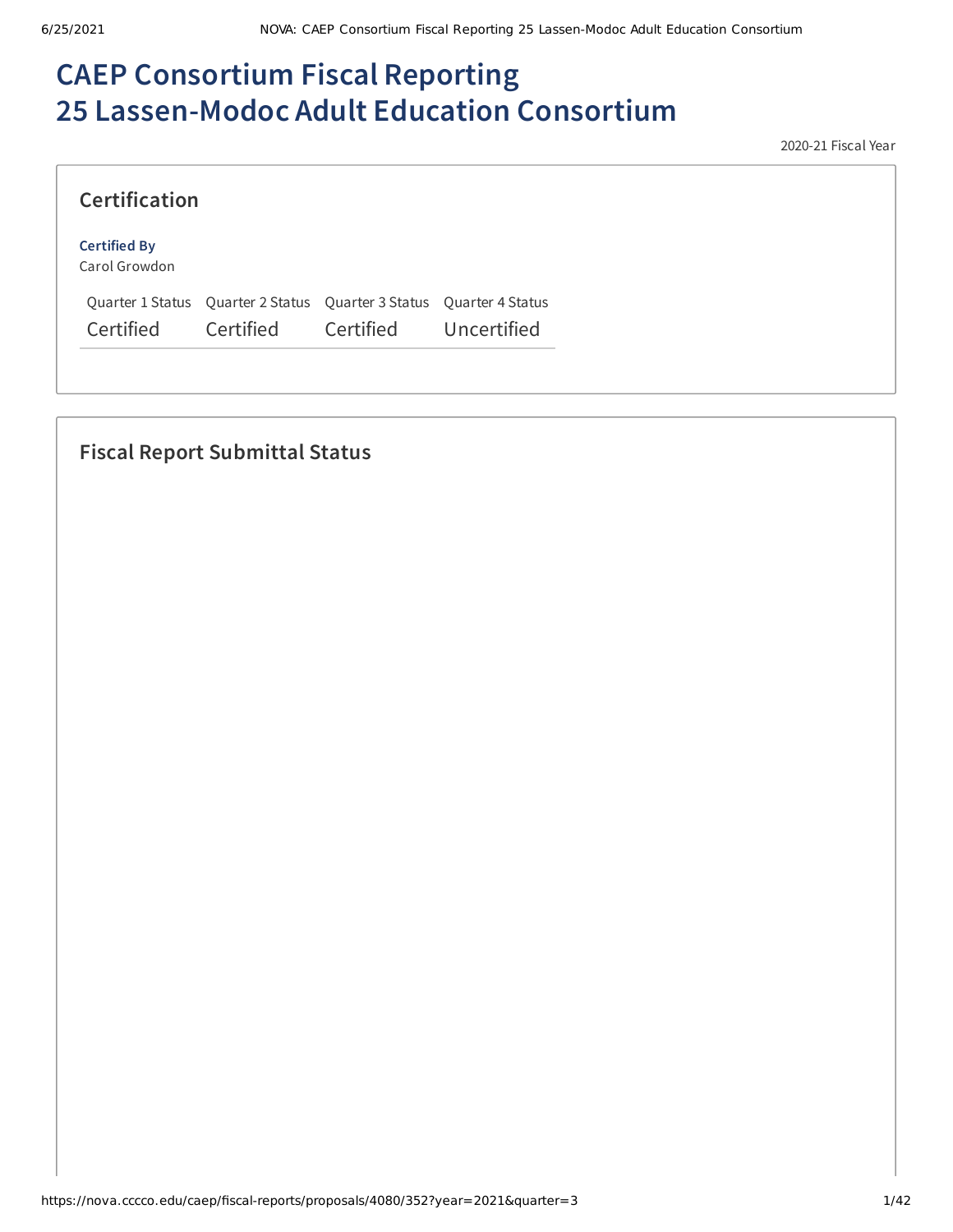# CAEP Consortium Fiscal Reporting
# 25 Lassen-Modoc Adult Education Consortium

2020-21 Fiscal Year

## Certification

**Certified By**
Carol Growdon

| Quarter 1 Status | Quarter 2 Status | Quarter 3 Status | Quarter 4 Status |
|---|---|---|---|
| Certified | Certified | Certified | Uncertified |

## Fiscal Report Submittal Status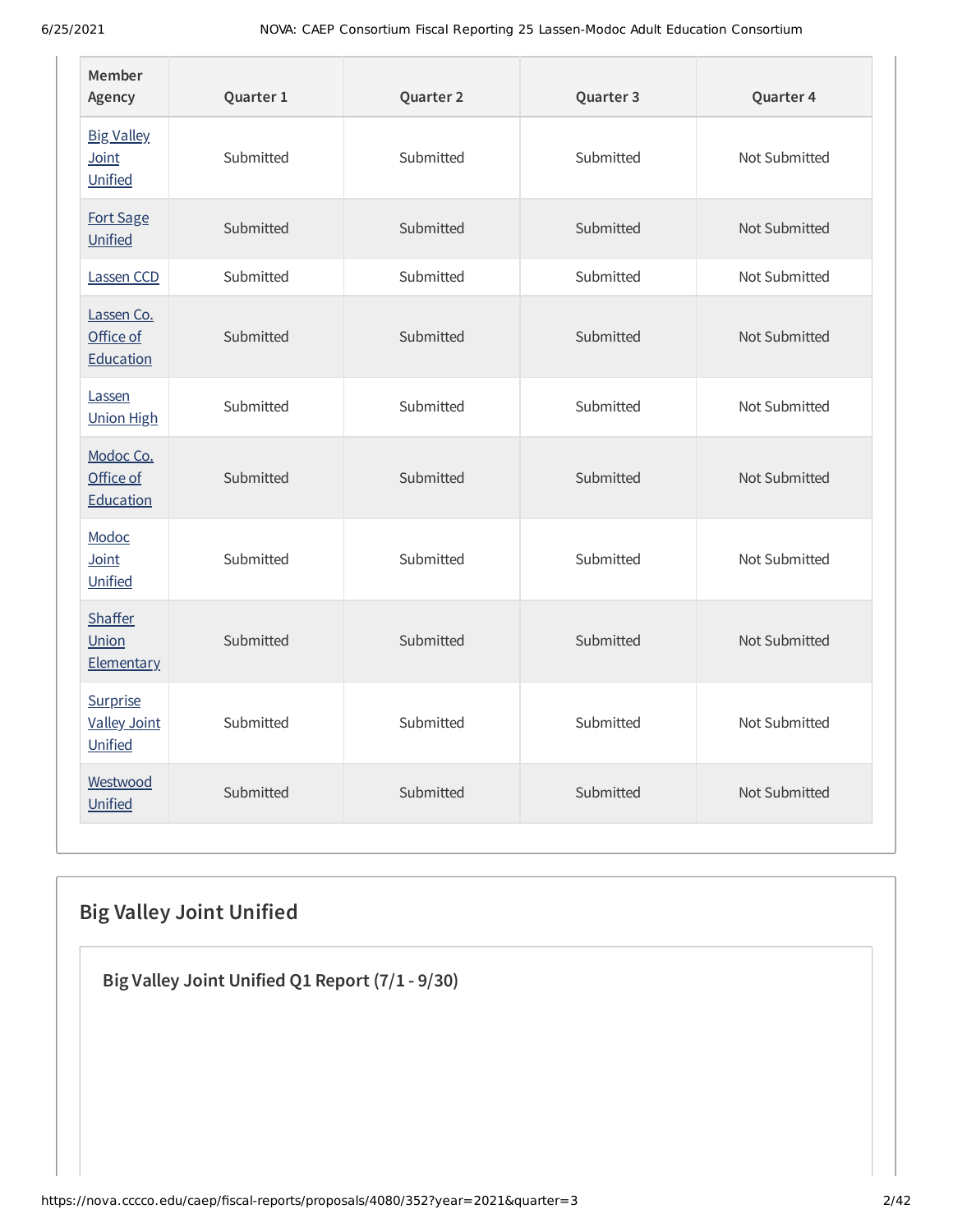| Member Agency | Quarter 1 | Quarter 2 | Quarter 3 | Quarter 4 |
|---|---|---|---|---|
| Big Valley Joint Unified | Submitted | Submitted | Submitted | Not Submitted |
| Fort Sage Unified | Submitted | Submitted | Submitted | Not Submitted |
| Lassen CCD | Submitted | Submitted | Submitted | Not Submitted |
| Lassen Co. Office of Education | Submitted | Submitted | Submitted | Not Submitted |
| Lassen Union High | Submitted | Submitted | Submitted | Not Submitted |
| Modoc Co. Office of Education | Submitted | Submitted | Submitted | Not Submitted |
| Modoc Joint Unified | Submitted | Submitted | Submitted | Not Submitted |
| Shaffer Union Elementary | Submitted | Submitted | Submitted | Not Submitted |
| Surprise Valley Joint Unified | Submitted | Submitted | Submitted | Not Submitted |
| Westwood Unified | Submitted | Submitted | Submitted | Not Submitted |

## Big Valley Joint Unified

### Big Valley Joint Unified Q1 Report (7/1 - 9/30)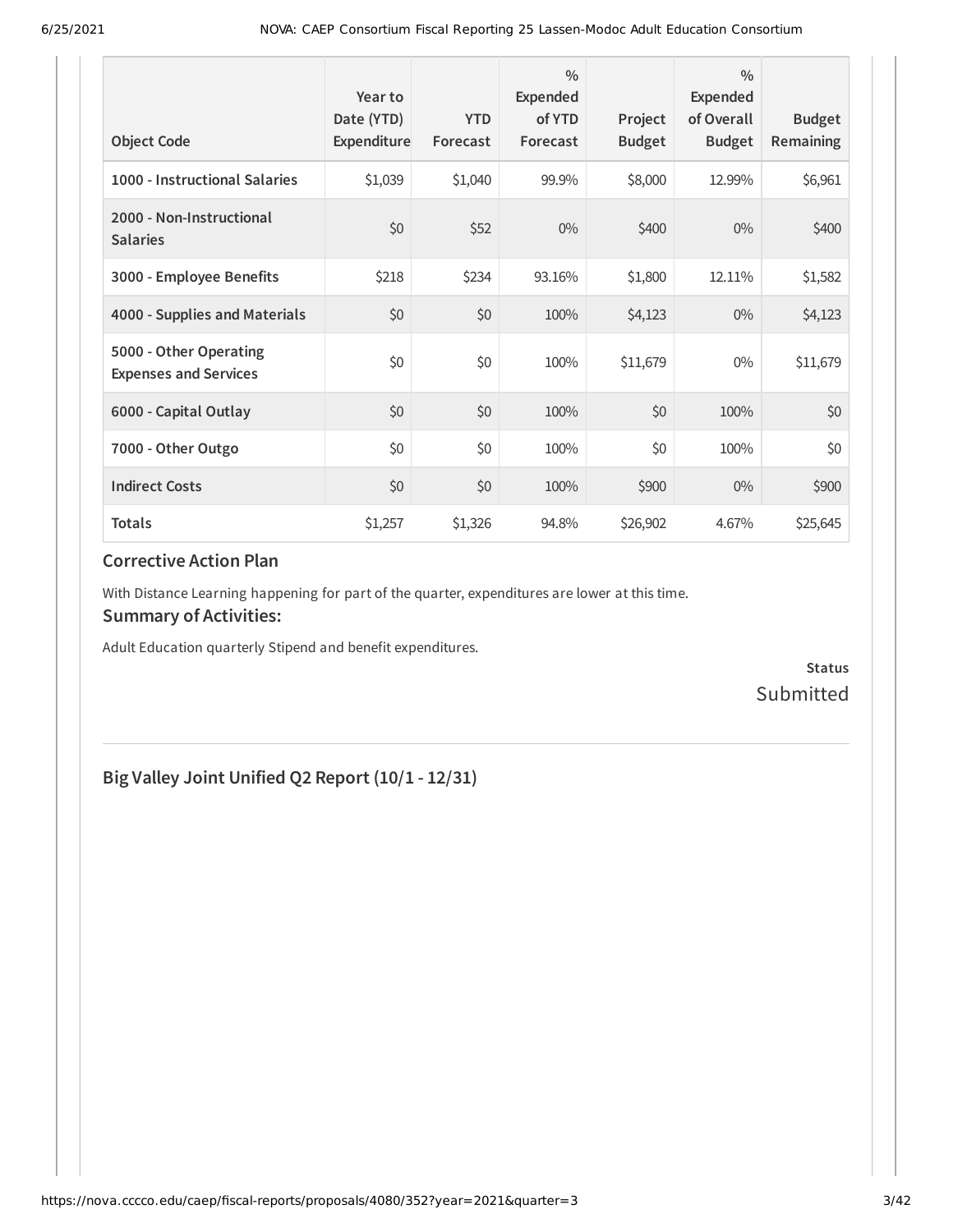| Object Code | Year to Date (YTD) Expenditure | YTD Forecast | % Expended of YTD Forecast | Project Budget | % Expended of Overall Budget | Budget Remaining |
|---|---|---|---|---|---|---|
| 1000 - Instructional Salaries | $1,039 | $1,040 | 99.9% | $8,000 | 12.99% | $6,961 |
| 2000 - Non-Instructional Salaries | $0 | $52 | 0% | $400 | 0% | $400 |
| 3000 - Employee Benefits | $218 | $234 | 93.16% | $1,800 | 12.11% | $1,582 |
| 4000 - Supplies and Materials | $0 | $0 | 100% | $4,123 | 0% | $4,123 |
| 5000 - Other Operating Expenses and Services | $0 | $0 | 100% | $11,679 | 0% | $11,679 |
| 6000 - Capital Outlay | $0 | $0 | 100% | $0 | 100% | $0 |
| 7000 - Other Outgo | $0 | $0 | 100% | $0 | 100% | $0 |
| Indirect Costs | $0 | $0 | 100% | $900 | 0% | $900 |
| Totals | $1,257 | $1,326 | 94.8% | $26,902 | 4.67% | $25,645 |

### Corrective Action Plan

With Distance Learning happening for part of the quarter, expenditures are lower at this time.

### Summary of Activities:

Adult Education quarterly Stipend and benefit expenditures.

**Status**
Submitted

## Big Valley Joint Unified Q2 Report (10/1 - 12/31)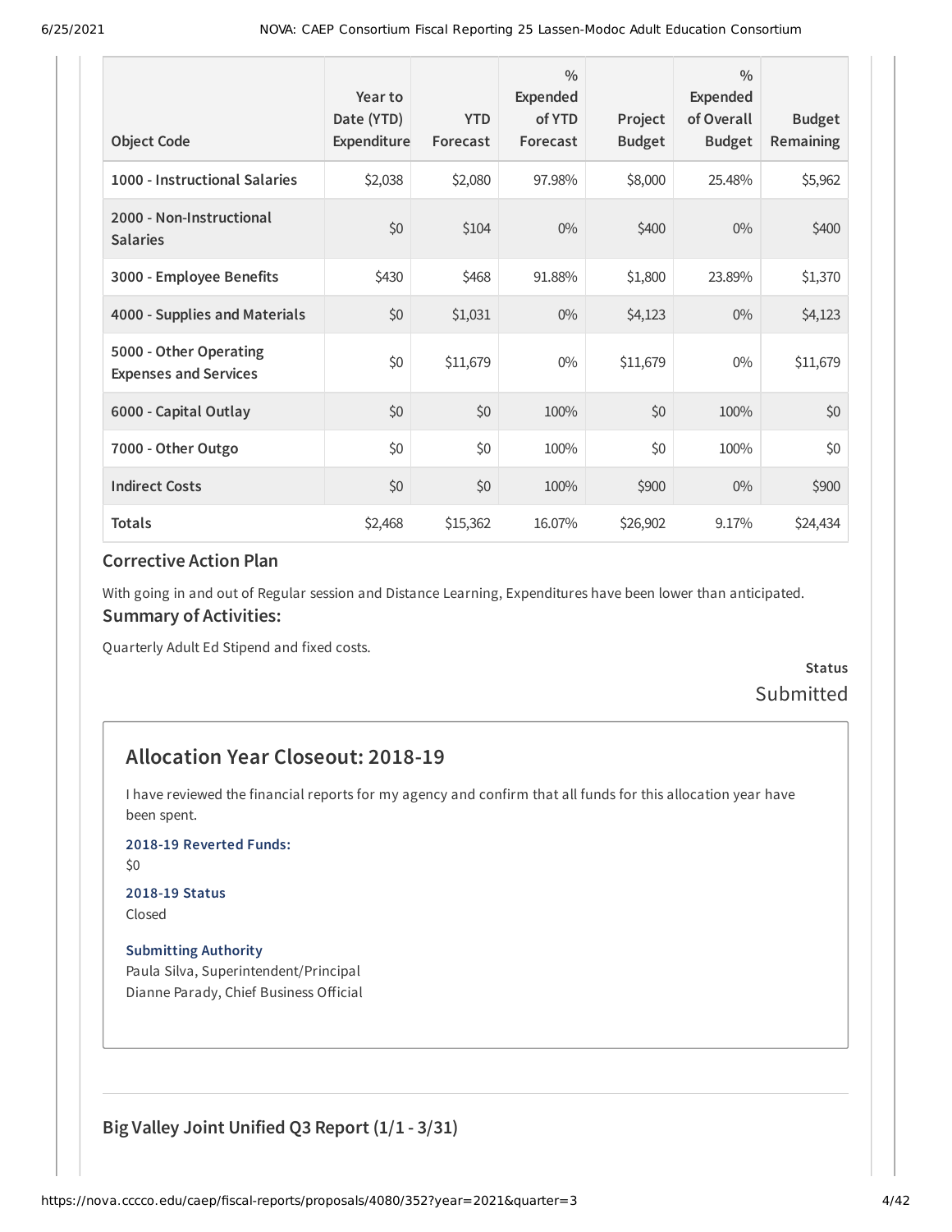| Object Code | Year to Date (YTD) Expenditure | YTD Forecast | % Expended of YTD Forecast | Project Budget | % Expended of Overall Budget | Budget Remaining |
|---|---|---|---|---|---|---|
| **1000 - Instructional Salaries** | $2,038 | $2,080 | 97.98% | $8,000 | 25.48% | $5,962 |
| **2000 - Non-Instructional Salaries** | $0 | $104 | 0% | $400 | 0% | $400 |
| **3000 - Employee Benefits** | $430 | $468 | 91.88% | $1,800 | 23.89% | $1,370 |
| **4000 - Supplies and Materials** | $0 | $1,031 | 0% | $4,123 | 0% | $4,123 |
| **5000 - Other Operating Expenses and Services** | $0 | $11,679 | 0% | $11,679 | 0% | $11,679 |
| **6000 - Capital Outlay** | $0 | $0 | 100% | $0 | 100% | $0 |
| **7000 - Other Outgo** | $0 | $0 | 100% | $0 | 100% | $0 |
| **Indirect Costs** | $0 | $0 | 100% | $900 | 0% | $900 |
| **Totals** | $2,468 | $15,362 | 16.07% | $26,902 | 9.17% | $24,434 |

### Corrective Action Plan

With going in and out of Regular session and Distance Learning, Expenditures have been lower than anticipated.

### Summary of Activities:

Quarterly Adult Ed Stipend and fixed costs.

**Status**
Submitted

## Allocation Year Closeout: 2018-19

I have reviewed the financial reports for my agency and confirm that all funds for this allocation year have been spent.

**2018-19 Reverted Funds:**
$0

**2018-19 Status**
Closed

**Submitting Authority**
Paula Silva, Superintendent/Principal
Dianne Parady, Chief Business Official

## Big Valley Joint Unified Q3 Report (1/1 - 3/31)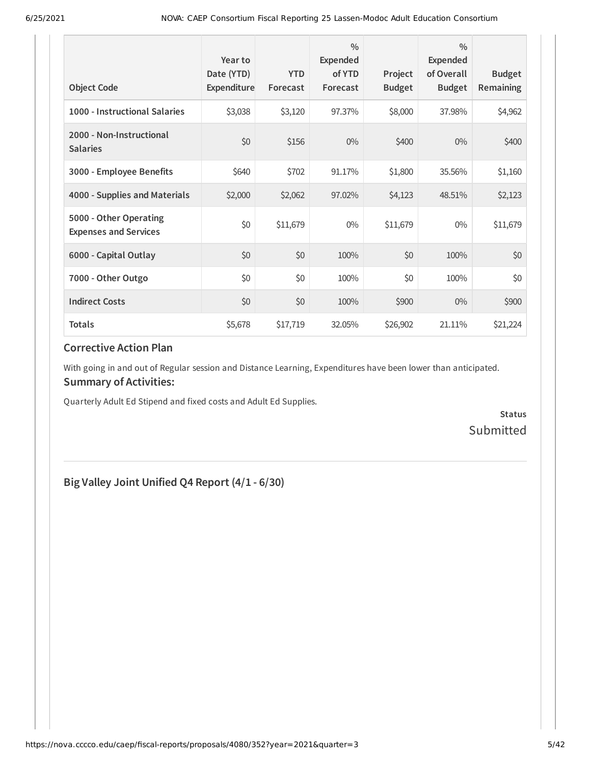| Object Code | Year to Date (YTD) Expenditure | YTD Forecast | % Expended of YTD Forecast | Project Budget | % Expended of Overall Budget | Budget Remaining |
|---|---|---|---|---|---|---|
| 1000 - Instructional Salaries | $3,038 | $3,120 | 97.37% | $8,000 | 37.98% | $4,962 |
| 2000 - Non-Instructional Salaries | $0 | $156 | 0% | $400 | 0% | $400 |
| 3000 - Employee Benefits | $640 | $702 | 91.17% | $1,800 | 35.56% | $1,160 |
| 4000 - Supplies and Materials | $2,000 | $2,062 | 97.02% | $4,123 | 48.51% | $2,123 |
| 5000 - Other Operating Expenses and Services | $0 | $11,679 | 0% | $11,679 | 0% | $11,679 |
| 6000 - Capital Outlay | $0 | $0 | 100% | $0 | 100% | $0 |
| 7000 - Other Outgo | $0 | $0 | 100% | $0 | 100% | $0 |
| Indirect Costs | $0 | $0 | 100% | $900 | 0% | $900 |
| Totals | $5,678 | $17,719 | 32.05% | $26,902 | 21.11% | $21,224 |

### Corrective Action Plan

With going in and out of Regular session and Distance Learning, Expenditures have been lower than anticipated.

### Summary of Activities:

Quarterly Adult Ed Stipend and fixed costs and Adult Ed Supplies.

**Status**

Submitted

## Big Valley Joint Unified Q4 Report (4/1 - 6/30)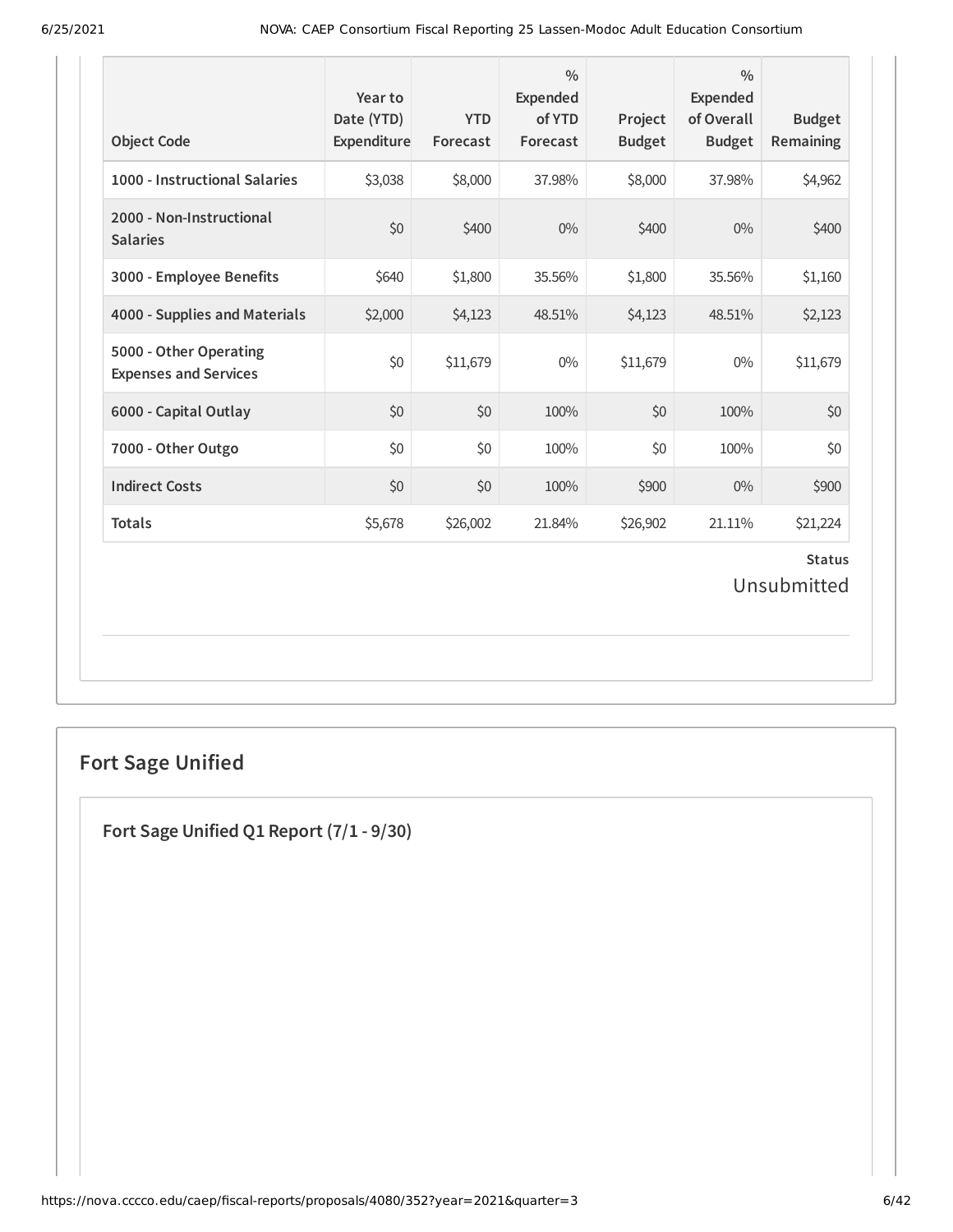| Object Code | Year to Date (YTD) Expenditure | YTD Forecast | % Expended of YTD Forecast | Project Budget | % Expended of Overall Budget | Budget Remaining |
|---|---|---|---|---|---|---|
| 1000 - Instructional Salaries | $3,038 | $8,000 | 37.98% | $8,000 | 37.98% | $4,962 |
| 2000 - Non-Instructional Salaries | $0 | $400 | 0% | $400 | 0% | $400 |
| 3000 - Employee Benefits | $640 | $1,800 | 35.56% | $1,800 | 35.56% | $1,160 |
| 4000 - Supplies and Materials | $2,000 | $4,123 | 48.51% | $4,123 | 48.51% | $2,123 |
| 5000 - Other Operating Expenses and Services | $0 | $11,679 | 0% | $11,679 | 0% | $11,679 |
| 6000 - Capital Outlay | $0 | $0 | 100% | $0 | 100% | $0 |
| 7000 - Other Outgo | $0 | $0 | 100% | $0 | 100% | $0 |
| Indirect Costs | $0 | $0 | 100% | $900 | 0% | $900 |
| Totals | $5,678 | $26,002 | 21.84% | $26,902 | 21.11% | $21,224 |

**Status**

Unsubmitted

## Fort Sage Unified

### Fort Sage Unified Q1 Report (7/1 - 9/30)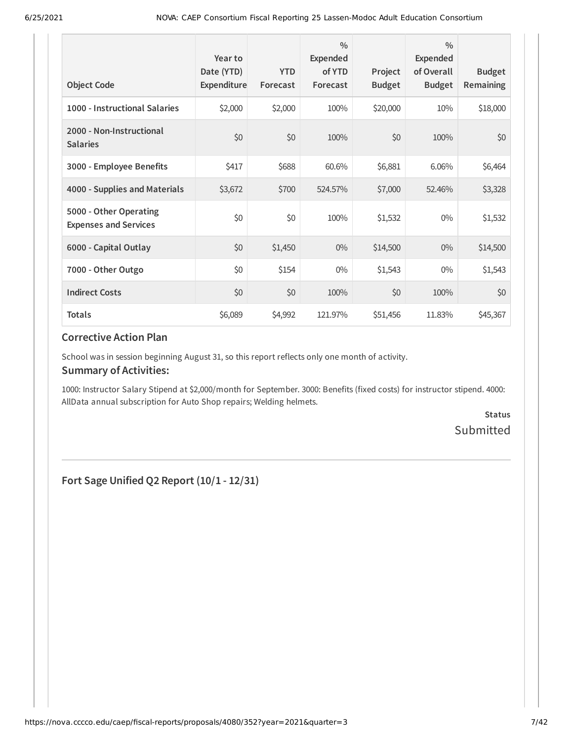| Object Code | Year to Date (YTD) Expenditure | YTD Forecast | % Expended of YTD Forecast | Project Budget | % Expended of Overall Budget | Budget Remaining |
|---|---|---|---|---|---|---|
| 1000 - Instructional Salaries | $2,000 | $2,000 | 100% | $20,000 | 10% | $18,000 |
| 2000 - Non-Instructional Salaries | $0 | $0 | 100% | $0 | 100% | $0 |
| 3000 - Employee Benefits | $417 | $688 | 60.6% | $6,881 | 6.06% | $6,464 |
| 4000 - Supplies and Materials | $3,672 | $700 | 524.57% | $7,000 | 52.46% | $3,328 |
| 5000 - Other Operating Expenses and Services | $0 | $0 | 100% | $1,532 | 0% | $1,532 |
| 6000 - Capital Outlay | $0 | $1,450 | 0% | $14,500 | 0% | $14,500 |
| 7000 - Other Outgo | $0 | $154 | 0% | $1,543 | 0% | $1,543 |
| Indirect Costs | $0 | $0 | 100% | $0 | 100% | $0 |
| Totals | $6,089 | $4,992 | 121.97% | $51,456 | 11.83% | $45,367 |

### Corrective Action Plan

School was in session beginning August 31, so this report reflects only one month of activity.

### Summary of Activities:

1000: Instructor Salary Stipend at $2,000/month for September. 3000: Benefits (fixed costs) for instructor stipend. 4000: AllData annual subscription for Auto Shop repairs; Welding helmets.

**Status**

Submitted

## Fort Sage Unified Q2 Report (10/1 - 12/31)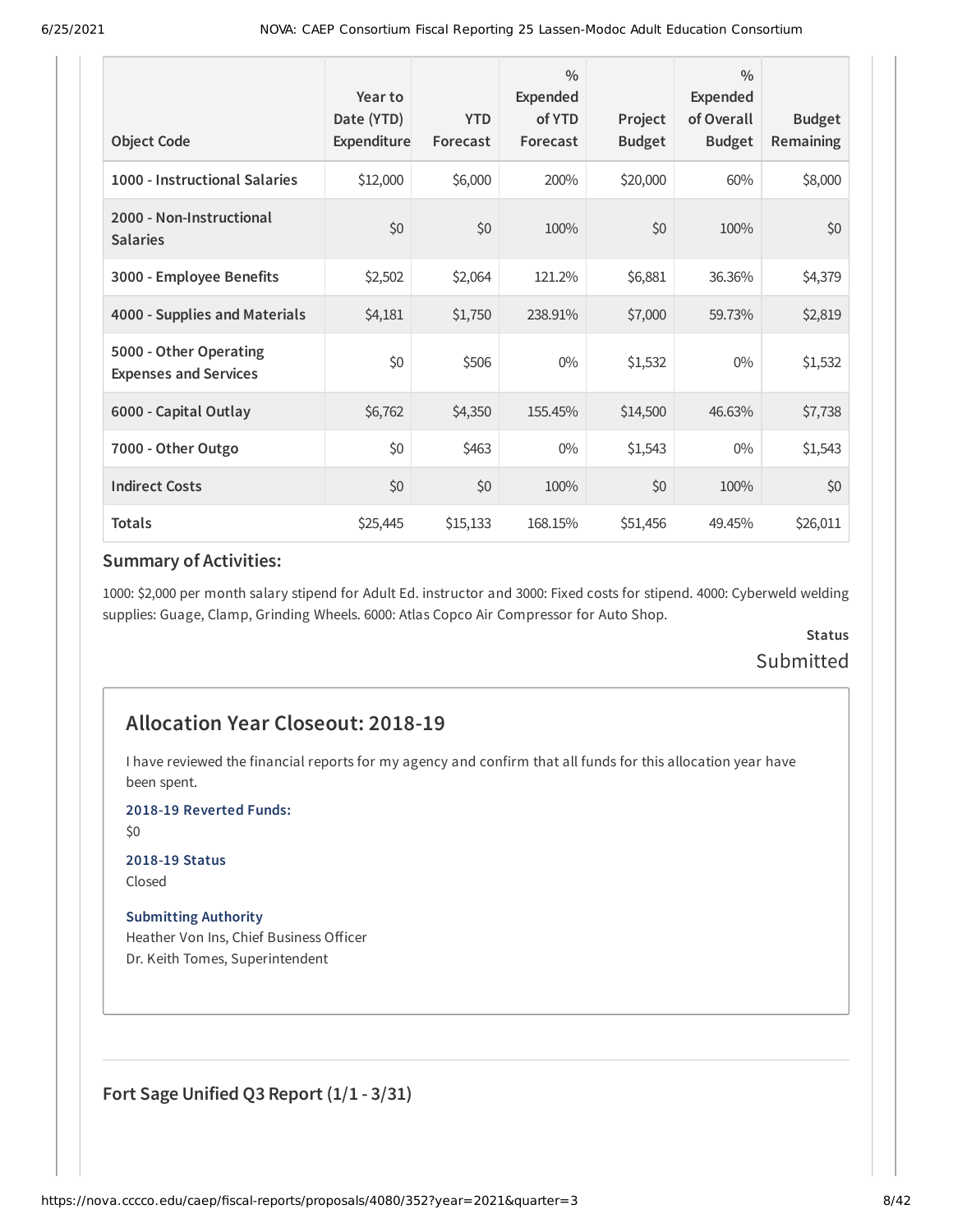| Object Code | Year to Date (YTD) Expenditure | YTD Forecast | % Expended of YTD Forecast | Project Budget | % Expended of Overall Budget | Budget Remaining |
|---|---|---|---|---|---|---|
| 1000 - Instructional Salaries | $12,000 | $6,000 | 200% | $20,000 | 60% | $8,000 |
| 2000 - Non-Instructional Salaries | $0 | $0 | 100% | $0 | 100% | $0 |
| 3000 - Employee Benefits | $2,502 | $2,064 | 121.2% | $6,881 | 36.36% | $4,379 |
| 4000 - Supplies and Materials | $4,181 | $1,750 | 238.91% | $7,000 | 59.73% | $2,819 |
| 5000 - Other Operating Expenses and Services | $0 | $506 | 0% | $1,532 | 0% | $1,532 |
| 6000 - Capital Outlay | $6,762 | $4,350 | 155.45% | $14,500 | 46.63% | $7,738 |
| 7000 - Other Outgo | $0 | $463 | 0% | $1,543 | 0% | $1,543 |
| Indirect Costs | $0 | $0 | 100% | $0 | 100% | $0 |
| Totals | $25,445 | $15,133 | 168.15% | $51,456 | 49.45% | $26,011 |

### Summary of Activities:

1000: $2,000 per month salary stipend for Adult Ed. instructor and 3000: Fixed costs for stipend. 4000: Cyberweld welding supplies: Guage, Clamp, Grinding Wheels. 6000: Atlas Copco Air Compressor for Auto Shop.

**Status**

Submitted

## Allocation Year Closeout: 2018-19

I have reviewed the financial reports for my agency and confirm that all funds for this allocation year have been spent.

**2018-19 Reverted Funds:**

$0

**2018-19 Status**

Closed

**Submitting Authority**

Heather Von Ins, Chief Business Officer
Dr. Keith Tomes, Superintendent

### Fort Sage Unified Q3 Report (1/1 - 3/31)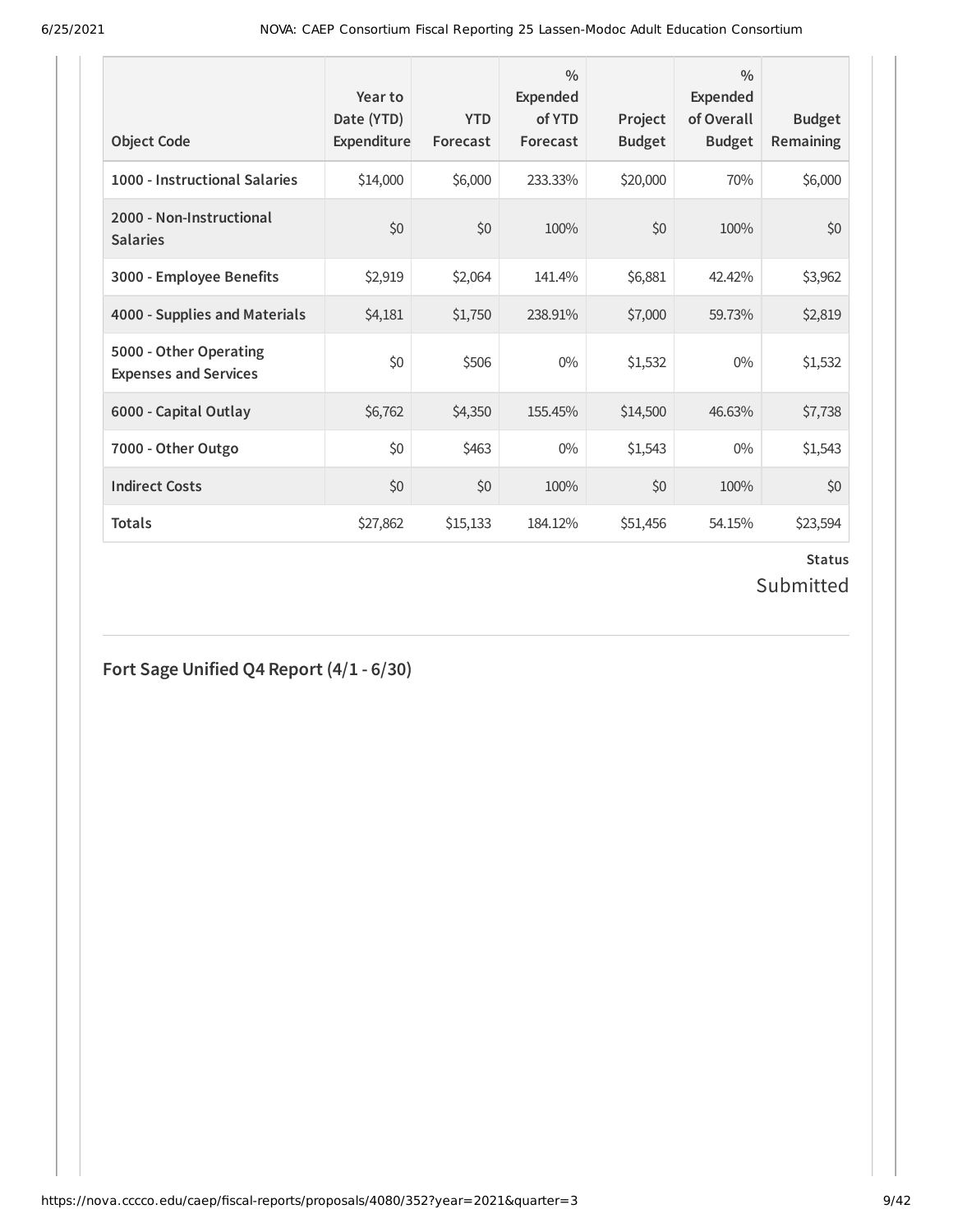| Object Code | Year to Date (YTD) Expenditure | YTD Forecast | % Expended of YTD Forecast | Project Budget | % Expended of Overall Budget | Budget Remaining |
|---|---|---|---|---|---|---|
| 1000 - Instructional Salaries | $14,000 | $6,000 | 233.33% | $20,000 | 70% | $6,000 |
| 2000 - Non-Instructional Salaries | $0 | $0 | 100% | $0 | 100% | $0 |
| 3000 - Employee Benefits | $2,919 | $2,064 | 141.4% | $6,881 | 42.42% | $3,962 |
| 4000 - Supplies and Materials | $4,181 | $1,750 | 238.91% | $7,000 | 59.73% | $2,819 |
| 5000 - Other Operating Expenses and Services | $0 | $506 | 0% | $1,532 | 0% | $1,532 |
| 6000 - Capital Outlay | $6,762 | $4,350 | 155.45% | $14,500 | 46.63% | $7,738 |
| 7000 - Other Outgo | $0 | $463 | 0% | $1,543 | 0% | $1,543 |
| Indirect Costs | $0 | $0 | 100% | $0 | 100% | $0 |
| **Totals** | $27,862 | $15,133 | 184.12% | $51,456 | 54.15% | $23,594 |

**Status**

Submitted

## Fort Sage Unified Q4 Report (4/1 - 6/30)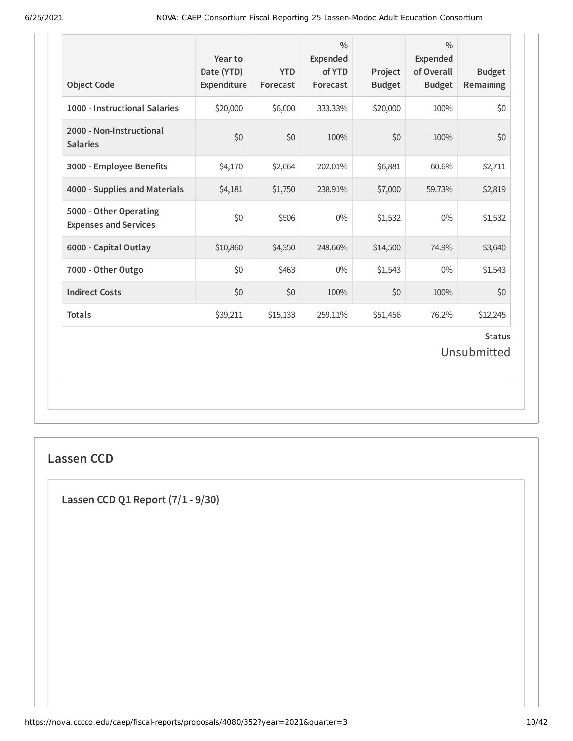| Object Code | Year to Date (YTD) Expenditure | YTD Forecast | % Expended of YTD Forecast | Project Budget | % Expended of Overall Budget | Budget Remaining |
|---|---|---|---|---|---|---|
| 1000 - Instructional Salaries | $20,000 | $6,000 | 333.33% | $20,000 | 100% | $0 |
| 2000 - Non-Instructional Salaries | $0 | $0 | 100% | $0 | 100% | $0 |
| 3000 - Employee Benefits | $4,170 | $2,064 | 202.01% | $6,881 | 60.6% | $2,711 |
| 4000 - Supplies and Materials | $4,181 | $1,750 | 238.91% | $7,000 | 59.73% | $2,819 |
| 5000 - Other Operating Expenses and Services | $0 | $506 | 0% | $1,532 | 0% | $1,532 |
| 6000 - Capital Outlay | $10,860 | $4,350 | 249.66% | $14,500 | 74.9% | $3,640 |
| 7000 - Other Outgo | $0 | $463 | 0% | $1,543 | 0% | $1,543 |
| Indirect Costs | $0 | $0 | 100% | $0 | 100% | $0 |
| Totals | $39,211 | $15,133 | 259.11% | $51,456 | 76.2% | $12,245 |

**Status**

Unsubmitted

## Lassen CCD

### Lassen CCD Q1 Report (7/1 - 9/30)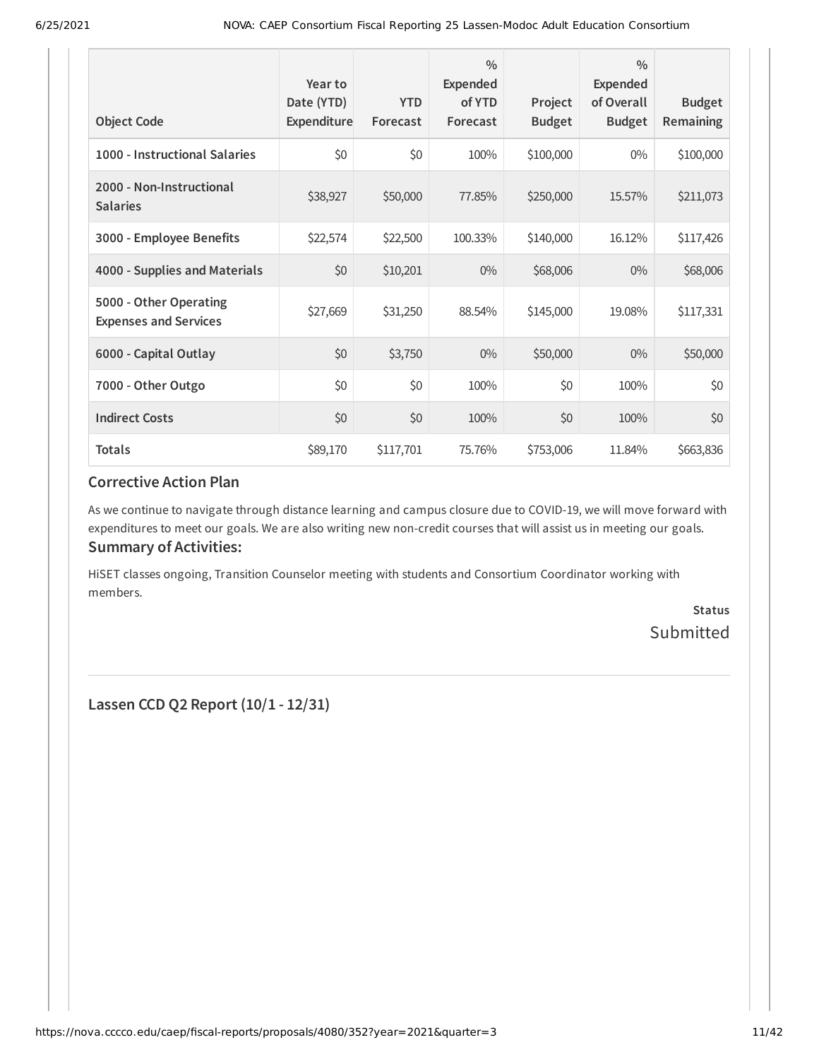| Object Code | Year to Date (YTD) Expenditure | YTD Forecast | % Expended of YTD Forecast | Project Budget | % Expended of Overall Budget | Budget Remaining |
|---|---|---|---|---|---|---|
| 1000 - Instructional Salaries | $0 | $0 | 100% | $100,000 | 0% | $100,000 |
| 2000 - Non-Instructional Salaries | $38,927 | $50,000 | 77.85% | $250,000 | 15.57% | $211,073 |
| 3000 - Employee Benefits | $22,574 | $22,500 | 100.33% | $140,000 | 16.12% | $117,426 |
| 4000 - Supplies and Materials | $0 | $10,201 | 0% | $68,006 | 0% | $68,006 |
| 5000 - Other Operating Expenses and Services | $27,669 | $31,250 | 88.54% | $145,000 | 19.08% | $117,331 |
| 6000 - Capital Outlay | $0 | $3,750 | 0% | $50,000 | 0% | $50,000 |
| 7000 - Other Outgo | $0 | $0 | 100% | $0 | 100% | $0 |
| Indirect Costs | $0 | $0 | 100% | $0 | 100% | $0 |
| Totals | $89,170 | $117,701 | 75.76% | $753,006 | 11.84% | $663,836 |

## Corrective Action Plan

As we continue to navigate through distance learning and campus closure due to COVID-19, we will move forward with expenditures to meet our goals. We are also writing new non-credit courses that will assist us in meeting our goals.

## Summary of Activities:

HiSET classes ongoing, Transition Counselor meeting with students and Consortium Coordinator working with members.

**Status**
Submitted

## Lassen CCD Q2 Report (10/1 - 12/31)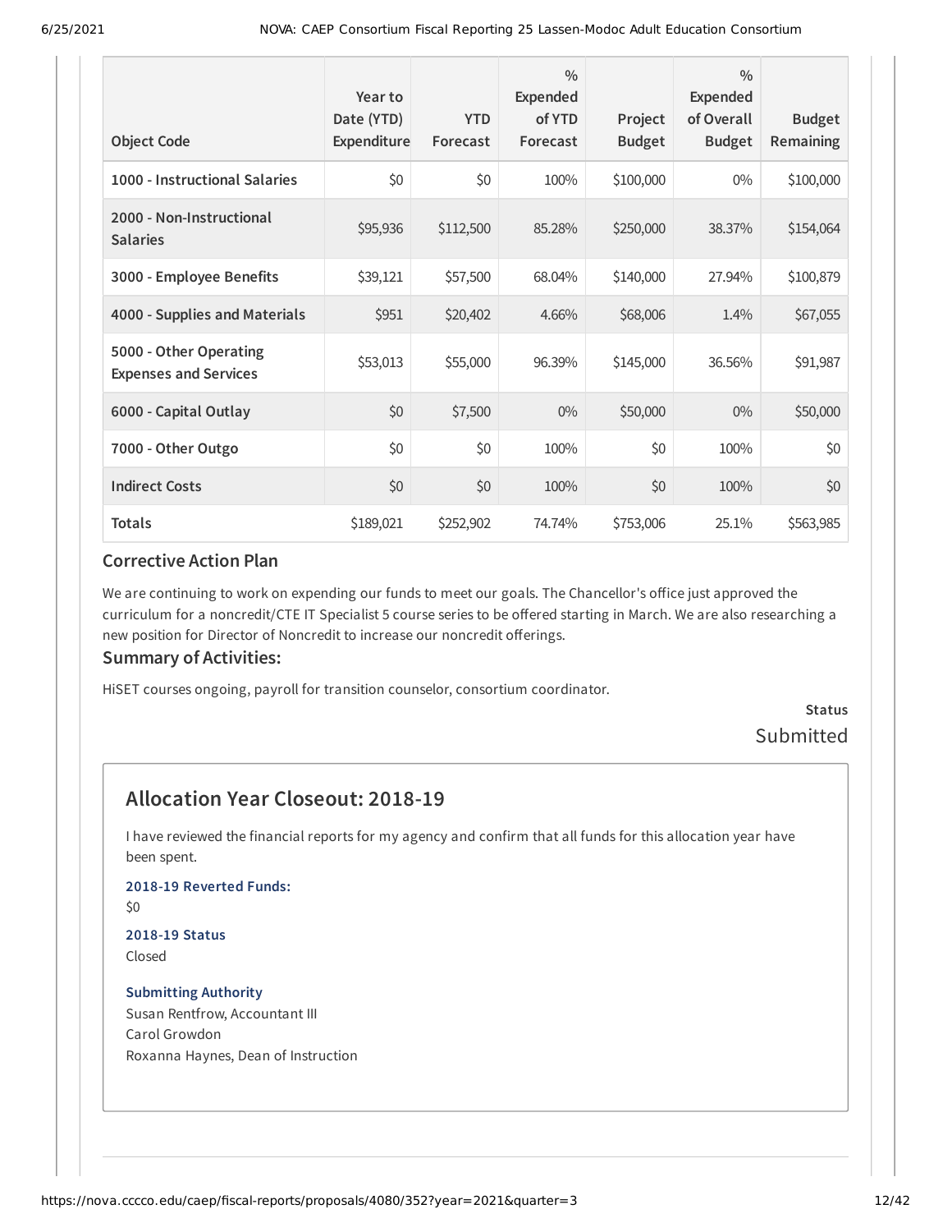| Object Code | Year to Date (YTD) Expenditure | YTD Forecast | % Expended of YTD Forecast | Project Budget | % Expended of Overall Budget | Budget Remaining |
|---|---|---|---|---|---|---|
| 1000 - Instructional Salaries | $0 | $0 | 100% | $100,000 | 0% | $100,000 |
| 2000 - Non-Instructional Salaries | $95,936 | $112,500 | 85.28% | $250,000 | 38.37% | $154,064 |
| 3000 - Employee Benefits | $39,121 | $57,500 | 68.04% | $140,000 | 27.94% | $100,879 |
| 4000 - Supplies and Materials | $951 | $20,402 | 4.66% | $68,006 | 1.4% | $67,055 |
| 5000 - Other Operating Expenses and Services | $53,013 | $55,000 | 96.39% | $145,000 | 36.56% | $91,987 |
| 6000 - Capital Outlay | $0 | $7,500 | 0% | $50,000 | 0% | $50,000 |
| 7000 - Other Outgo | $0 | $0 | 100% | $0 | 100% | $0 |
| Indirect Costs | $0 | $0 | 100% | $0 | 100% | $0 |
| Totals | $189,021 | $252,902 | 74.74% | $753,006 | 25.1% | $563,985 |

### Corrective Action Plan

We are continuing to work on expending our funds to meet our goals. The Chancellor's office just approved the curriculum for a noncredit/CTE IT Specialist 5 course series to be offered starting in March. We are also researching a new position for Director of Noncredit to increase our noncredit offerings.

### Summary of Activities:

HiSET courses ongoing, payroll for transition counselor, consortium coordinator.

**Status**

Submitted

## Allocation Year Closeout: 2018-19

I have reviewed the financial reports for my agency and confirm that all funds for this allocation year have been spent.

**2018-19 Reverted Funds:**

$0

**2018-19 Status**

Closed

**Submitting Authority**

Susan Rentfrow, Accountant III

Carol Growdon

Roxanna Haynes, Dean of Instruction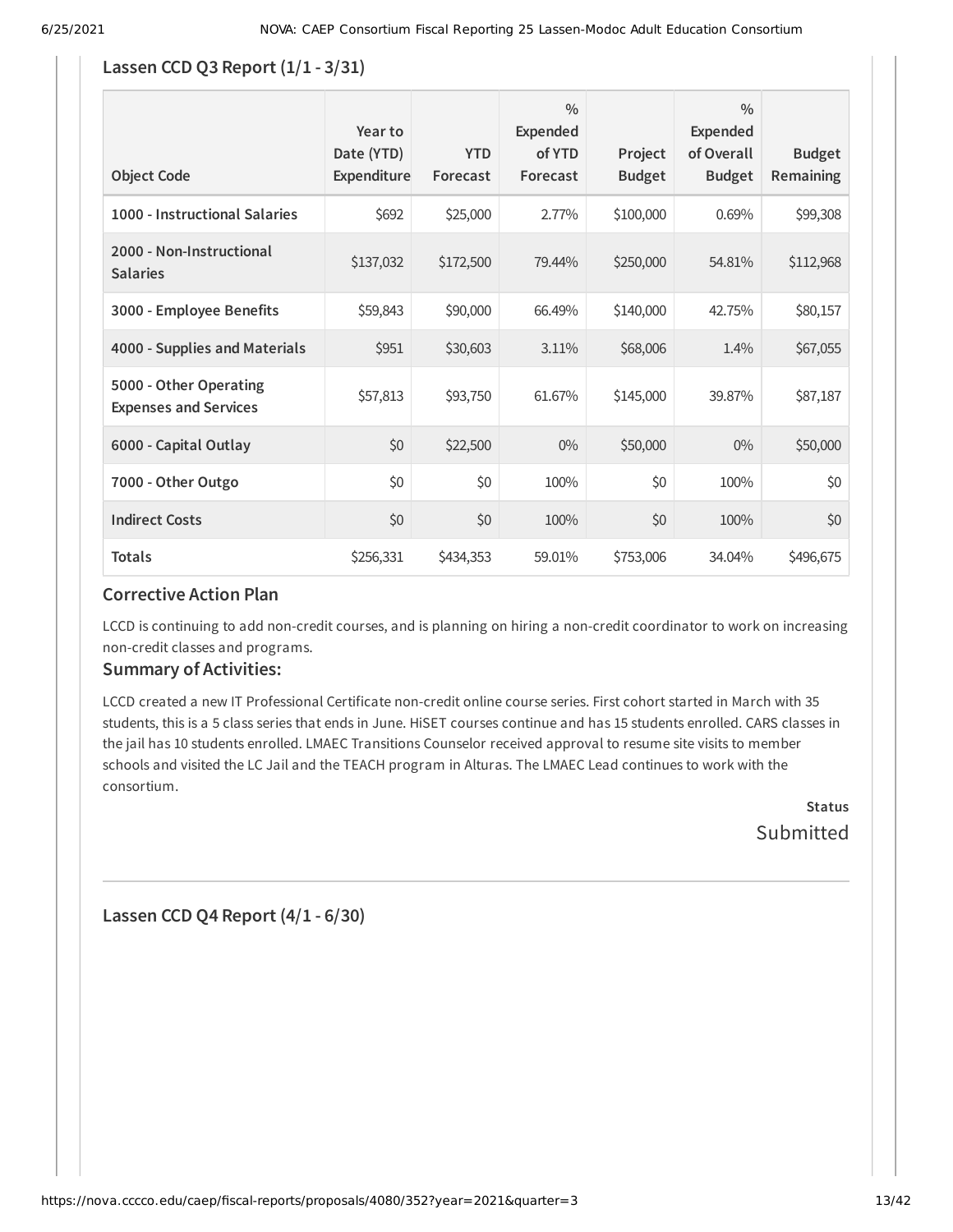## Lassen CCD Q3 Report (1/1 - 3/31)

| Object Code | Year to Date (YTD) Expenditure | YTD Forecast | % Expended of YTD Forecast | Project Budget | % Expended of Overall Budget | Budget Remaining |
|---|---|---|---|---|---|---|
| 1000 - Instructional Salaries | $692 | $25,000 | 2.77% | $100,000 | 0.69% | $99,308 |
| 2000 - Non-Instructional Salaries | $137,032 | $172,500 | 79.44% | $250,000 | 54.81% | $112,968 |
| 3000 - Employee Benefits | $59,843 | $90,000 | 66.49% | $140,000 | 42.75% | $80,157 |
| 4000 - Supplies and Materials | $951 | $30,603 | 3.11% | $68,006 | 1.4% | $67,055 |
| 5000 - Other Operating Expenses and Services | $57,813 | $93,750 | 61.67% | $145,000 | 39.87% | $87,187 |
| 6000 - Capital Outlay | $0 | $22,500 | 0% | $50,000 | 0% | $50,000 |
| 7000 - Other Outgo | $0 | $0 | 100% | $0 | 100% | $0 |
| Indirect Costs | $0 | $0 | 100% | $0 | 100% | $0 |
| Totals | $256,331 | $434,353 | 59.01% | $753,006 | 34.04% | $496,675 |

### Corrective Action Plan

LCCD is continuing to add non-credit courses, and is planning on hiring a non-credit coordinator to work on increasing non-credit classes and programs.

### Summary of Activities:

LCCD created a new IT Professional Certificate non-credit online course series. First cohort started in March with 35 students, this is a 5 class series that ends in June. HiSET courses continue and has 15 students enrolled. CARS classes in the jail has 10 students enrolled. LMAEC Transitions Counselor received approval to resume site visits to member schools and visited the LC Jail and the TEACH program in Alturas. The LMAEC Lead continues to work with the consortium.

**Status**

Submitted

---

## Lassen CCD Q4 Report (4/1 - 6/30)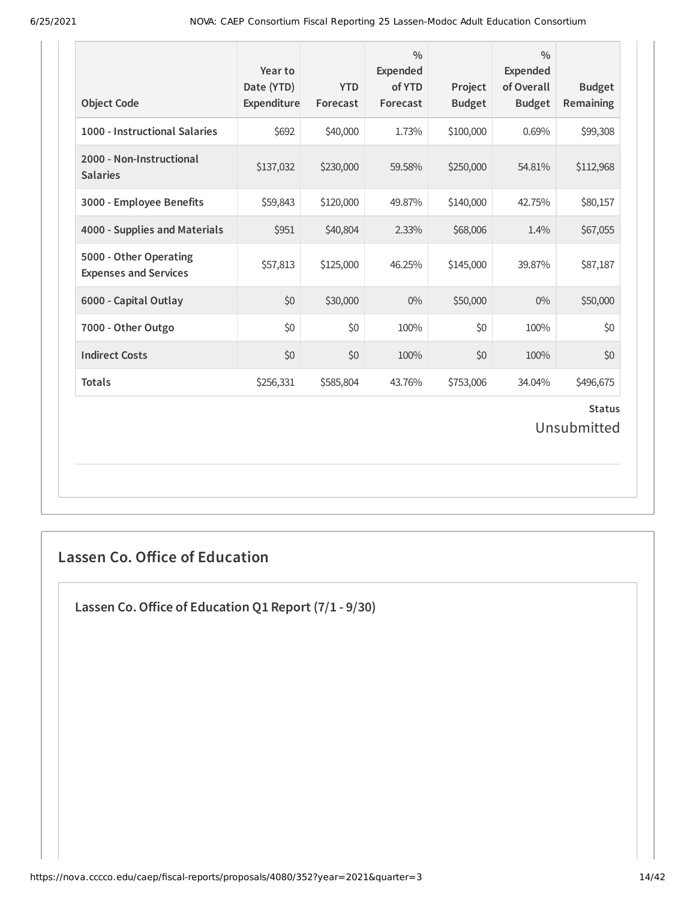| Object Code | Year to Date (YTD) Expenditure | YTD Forecast | % Expended of YTD Forecast | Project Budget | % Expended of Overall Budget | Budget Remaining |
| --- | --- | --- | --- | --- | --- | --- |
| 1000 - Instructional Salaries | $692 | $40,000 | 1.73% | $100,000 | 0.69% | $99,308 |
| 2000 - Non-Instructional Salaries | $137,032 | $230,000 | 59.58% | $250,000 | 54.81% | $112,968 |
| 3000 - Employee Benefits | $59,843 | $120,000 | 49.87% | $140,000 | 42.75% | $80,157 |
| 4000 - Supplies and Materials | $951 | $40,804 | 2.33% | $68,006 | 1.4% | $67,055 |
| 5000 - Other Operating Expenses and Services | $57,813 | $125,000 | 46.25% | $145,000 | 39.87% | $87,187 |
| 6000 - Capital Outlay | $0 | $30,000 | 0% | $50,000 | 0% | $50,000 |
| 7000 - Other Outgo | $0 | $0 | 100% | $0 | 100% | $0 |
| Indirect Costs | $0 | $0 | 100% | $0 | 100% | $0 |
| Totals | $256,331 | $585,804 | 43.76% | $753,006 | 34.04% | $496,675 |

**Status**

Unsubmitted

## Lassen Co. Office of Education

### Lassen Co. Office of Education Q1 Report (7/1 - 9/30)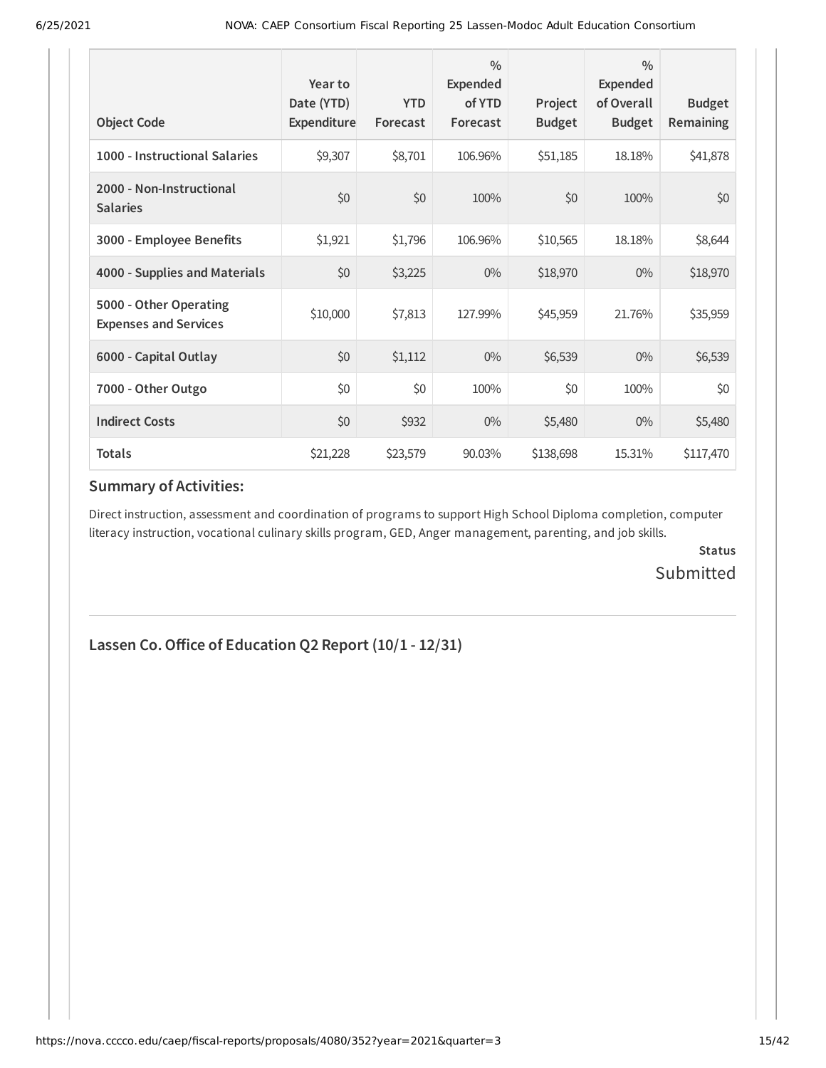| Object Code | Year to Date (YTD) Expenditure | YTD Forecast | % Expended of YTD Forecast | Project Budget | % Expended of Overall Budget | Budget Remaining |
|---|---|---|---|---|---|---|
| 1000 - Instructional Salaries | $9,307 | $8,701 | 106.96% | $51,185 | 18.18% | $41,878 |
| 2000 - Non-Instructional Salaries | $0 | $0 | 100% | $0 | 100% | $0 |
| 3000 - Employee Benefits | $1,921 | $1,796 | 106.96% | $10,565 | 18.18% | $8,644 |
| 4000 - Supplies and Materials | $0 | $3,225 | 0% | $18,970 | 0% | $18,970 |
| 5000 - Other Operating Expenses and Services | $10,000 | $7,813 | 127.99% | $45,959 | 21.76% | $35,959 |
| 6000 - Capital Outlay | $0 | $1,112 | 0% | $6,539 | 0% | $6,539 |
| 7000 - Other Outgo | $0 | $0 | 100% | $0 | 100% | $0 |
| Indirect Costs | $0 | $932 | 0% | $5,480 | 0% | $5,480 |
| Totals | $21,228 | $23,579 | 90.03% | $138,698 | 15.31% | $117,470 |

### Summary of Activities:

Direct instruction, assessment and coordination of programs to support High School Diploma completion, computer literacy instruction, vocational culinary skills program, GED, Anger management, parenting, and job skills.

**Status**

Submitted

---

## Lassen Co. Office of Education Q2 Report (10/1 - 12/31)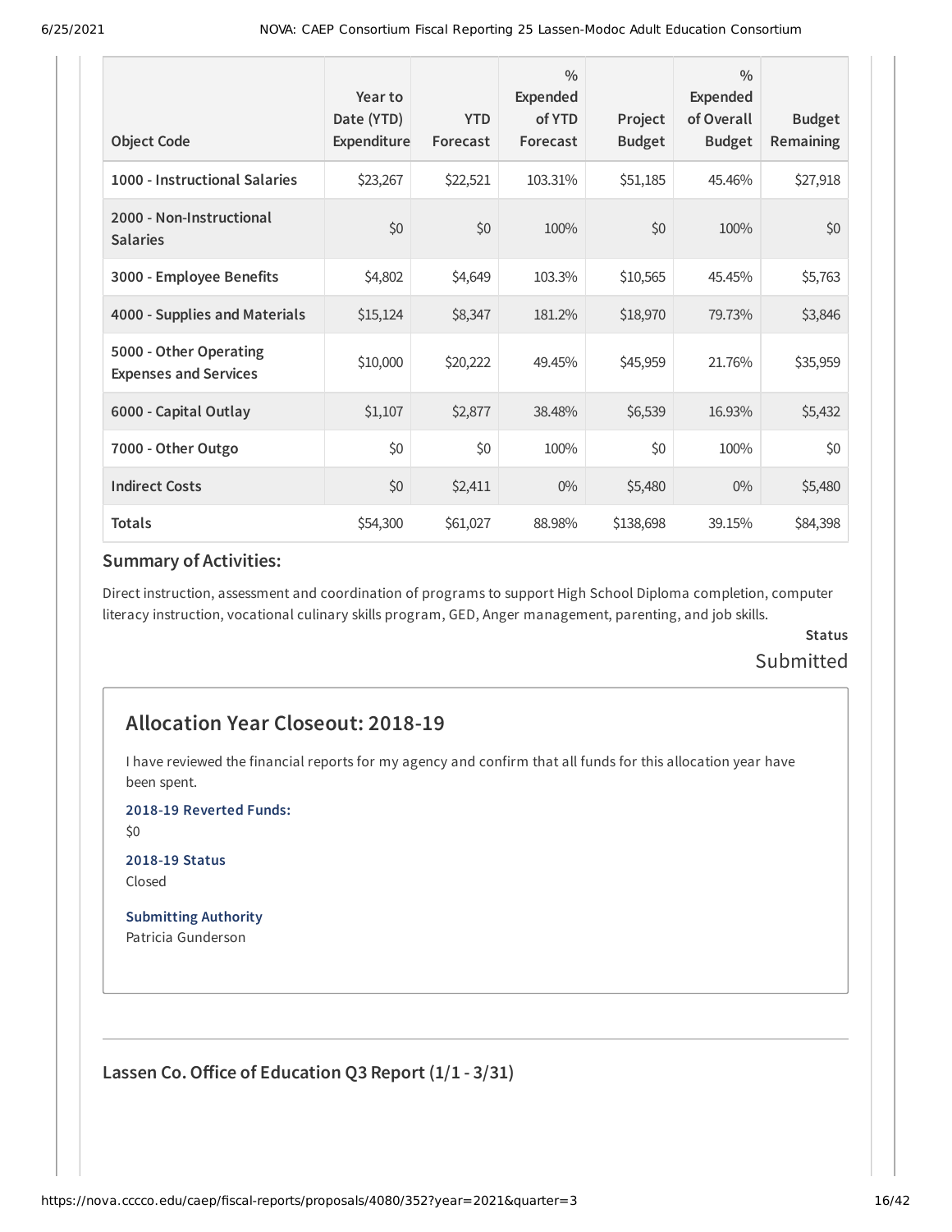| Object Code | Year to Date (YTD) Expenditure | YTD Forecast | % Expended of YTD Forecast | Project Budget | % Expended of Overall Budget | Budget Remaining |
|---|---|---|---|---|---|---|
| 1000 - Instructional Salaries | $23,267 | $22,521 | 103.31% | $51,185 | 45.46% | $27,918 |
| 2000 - Non-Instructional Salaries | $0 | $0 | 100% | $0 | 100% | $0 |
| 3000 - Employee Benefits | $4,802 | $4,649 | 103.3% | $10,565 | 45.45% | $5,763 |
| 4000 - Supplies and Materials | $15,124 | $8,347 | 181.2% | $18,970 | 79.73% | $3,846 |
| 5000 - Other Operating Expenses and Services | $10,000 | $20,222 | 49.45% | $45,959 | 21.76% | $35,959 |
| 6000 - Capital Outlay | $1,107 | $2,877 | 38.48% | $6,539 | 16.93% | $5,432 |
| 7000 - Other Outgo | $0 | $0 | 100% | $0 | 100% | $0 |
| Indirect Costs | $0 | $2,411 | 0% | $5,480 | 0% | $5,480 |
| Totals | $54,300 | $61,027 | 88.98% | $138,698 | 39.15% | $84,398 |

### Summary of Activities:

Direct instruction, assessment and coordination of programs to support High School Diploma completion, computer literacy instruction, vocational culinary skills program, GED, Anger management, parenting, and job skills.

**Status**

Submitted

## Allocation Year Closeout: 2018-19

I have reviewed the financial reports for my agency and confirm that all funds for this allocation year have been spent.

**2018-19 Reverted Funds:**

$0

**2018-19 Status**

Closed

**Submitting Authority**

Patricia Gunderson

### Lassen Co. Office of Education Q3 Report (1/1 - 3/31)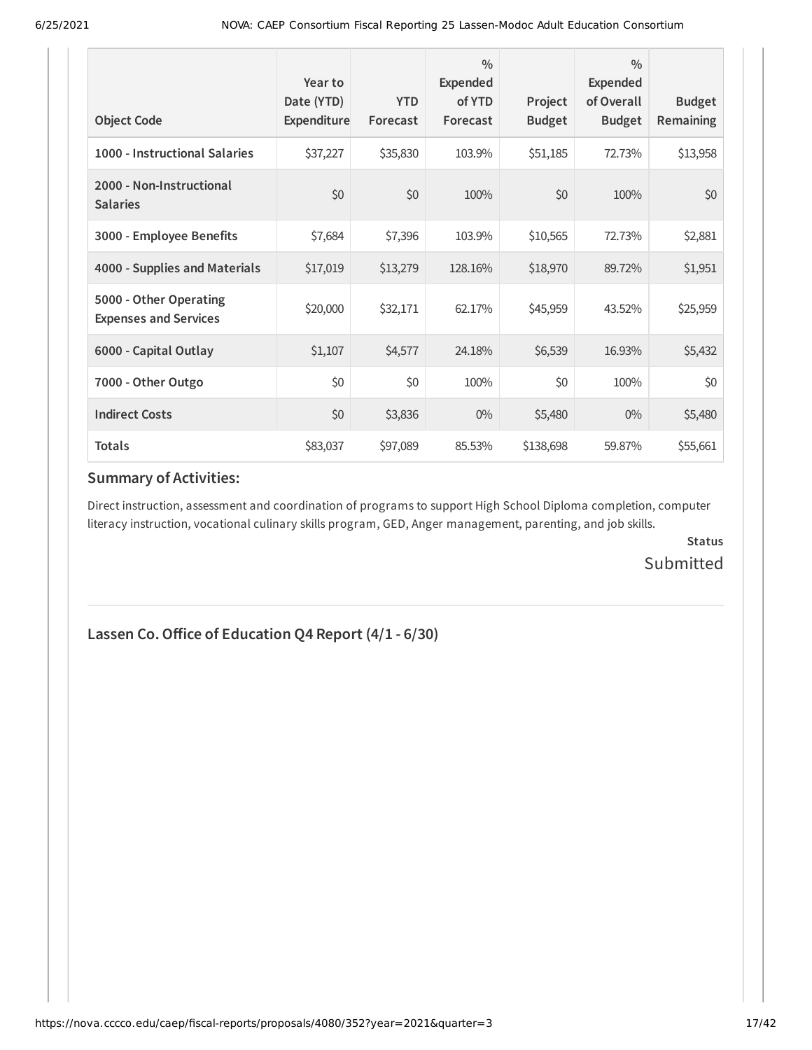| Object Code | Year to Date (YTD) Expenditure | YTD Forecast | % Expended of YTD Forecast | Project Budget | % Expended of Overall Budget | Budget Remaining |
|---|---|---|---|---|---|---|
| 1000 - Instructional Salaries | $37,227 | $35,830 | 103.9% | $51,185 | 72.73% | $13,958 |
| 2000 - Non-Instructional Salaries | $0 | $0 | 100% | $0 | 100% | $0 |
| 3000 - Employee Benefits | $7,684 | $7,396 | 103.9% | $10,565 | 72.73% | $2,881 |
| 4000 - Supplies and Materials | $17,019 | $13,279 | 128.16% | $18,970 | 89.72% | $1,951 |
| 5000 - Other Operating Expenses and Services | $20,000 | $32,171 | 62.17% | $45,959 | 43.52% | $25,959 |
| 6000 - Capital Outlay | $1,107 | $4,577 | 24.18% | $6,539 | 16.93% | $5,432 |
| 7000 - Other Outgo | $0 | $0 | 100% | $0 | 100% | $0 |
| Indirect Costs | $0 | $3,836 | 0% | $5,480 | 0% | $5,480 |
| Totals | $83,037 | $97,089 | 85.53% | $138,698 | 59.87% | $55,661 |

### Summary of Activities:

Direct instruction, assessment and coordination of programs to support High School Diploma completion, computer literacy instruction, vocational culinary skills program, GED, Anger management, parenting, and job skills.

**Status**

Submitted

---

## Lassen Co. Office of Education Q4 Report (4/1 - 6/30)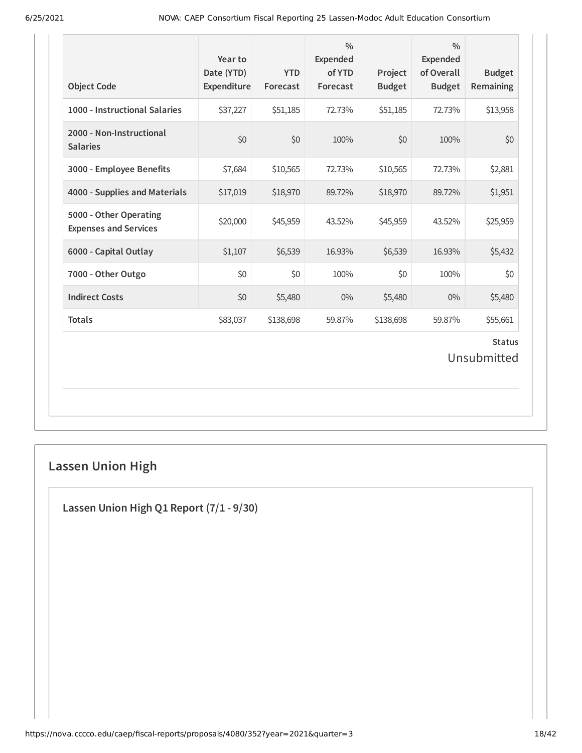| Object Code | Year to Date (YTD) Expenditure | YTD Forecast | % Expended of YTD Forecast | Project Budget | % Expended of Overall Budget | Budget Remaining |
|---|---|---|---|---|---|---|
| **1000 - Instructional Salaries** | $37,227 | $51,185 | 72.73% | $51,185 | 72.73% | $13,958 |
| **2000 - Non-Instructional Salaries** | $0 | $0 | 100% | $0 | 100% | $0 |
| **3000 - Employee Benefits** | $7,684 | $10,565 | 72.73% | $10,565 | 72.73% | $2,881 |
| **4000 - Supplies and Materials** | $17,019 | $18,970 | 89.72% | $18,970 | 89.72% | $1,951 |
| **5000 - Other Operating Expenses and Services** | $20,000 | $45,959 | 43.52% | $45,959 | 43.52% | $25,959 |
| **6000 - Capital Outlay** | $1,107 | $6,539 | 16.93% | $6,539 | 16.93% | $5,432 |
| **7000 - Other Outgo** | $0 | $0 | 100% | $0 | 100% | $0 |
| **Indirect Costs** | $0 | $5,480 | 0% | $5,480 | 0% | $5,480 |
| **Totals** | $83,037 | $138,698 | 59.87% | $138,698 | 59.87% | $55,661 |

**Status**

Unsubmitted

## Lassen Union High

### Lassen Union High Q1 Report (7/1 - 9/30)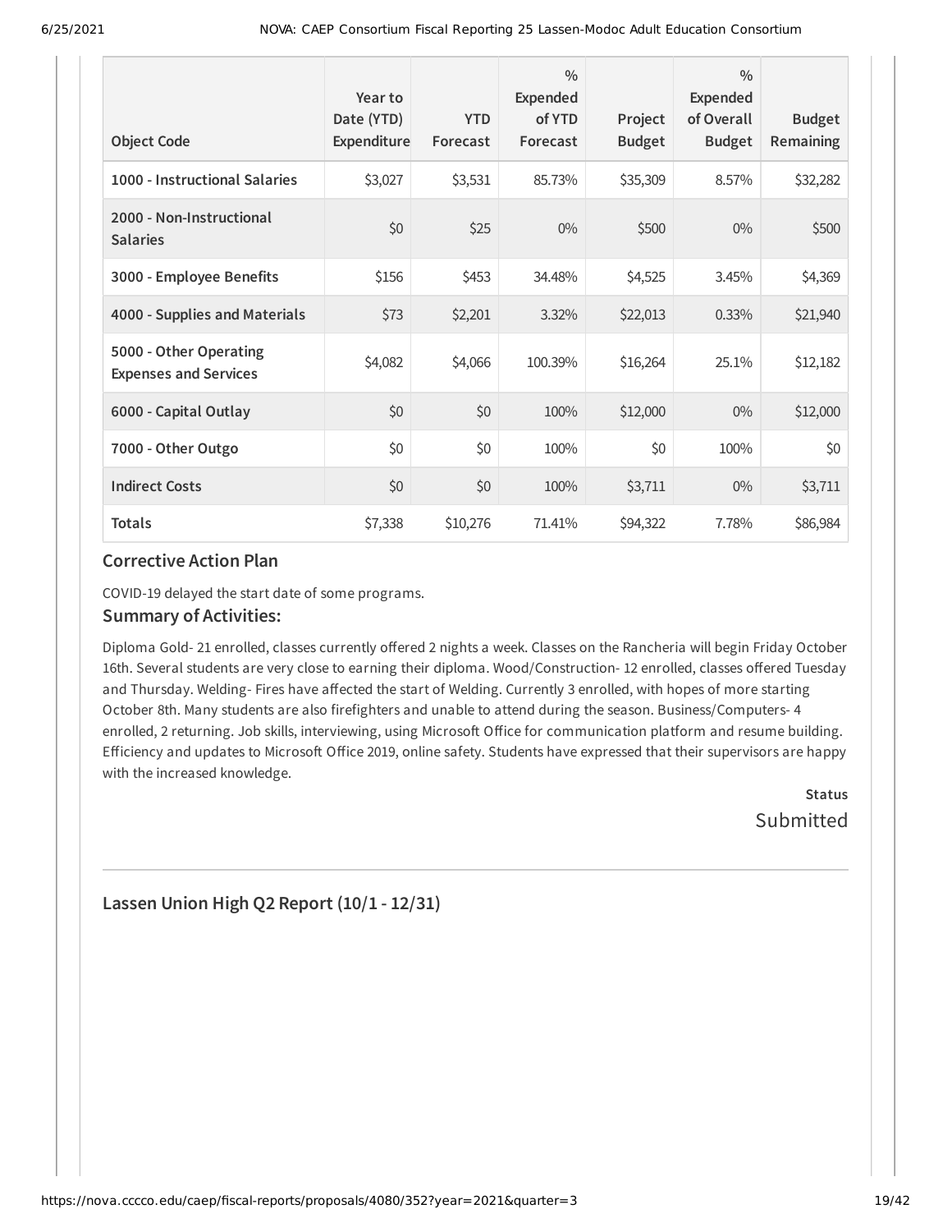| Object Code | Year to Date (YTD) Expenditure | YTD Forecast | % Expended of YTD Forecast | Project Budget | % Expended of Overall Budget | Budget Remaining |
|---|---|---|---|---|---|---|
| 1000 - Instructional Salaries | $3,027 | $3,531 | 85.73% | $35,309 | 8.57% | $32,282 |
| 2000 - Non-Instructional Salaries | $0 | $25 | 0% | $500 | 0% | $500 |
| 3000 - Employee Benefits | $156 | $453 | 34.48% | $4,525 | 3.45% | $4,369 |
| 4000 - Supplies and Materials | $73 | $2,201 | 3.32% | $22,013 | 0.33% | $21,940 |
| 5000 - Other Operating Expenses and Services | $4,082 | $4,066 | 100.39% | $16,264 | 25.1% | $12,182 |
| 6000 - Capital Outlay | $0 | $0 | 100% | $12,000 | 0% | $12,000 |
| 7000 - Other Outgo | $0 | $0 | 100% | $0 | 100% | $0 |
| Indirect Costs | $0 | $0 | 100% | $3,711 | 0% | $3,711 |
| Totals | $7,338 | $10,276 | 71.41% | $94,322 | 7.78% | $86,984 |

### Corrective Action Plan

COVID-19 delayed the start date of some programs.

### Summary of Activities:

Diploma Gold- 21 enrolled, classes currently offered 2 nights a week. Classes on the Rancheria will begin Friday October 16th. Several students are very close to earning their diploma. Wood/Construction- 12 enrolled, classes offered Tuesday and Thursday. Welding- Fires have affected the start of Welding. Currently 3 enrolled, with hopes of more starting October 8th. Many students are also firefighters and unable to attend during the season. Business/Computers- 4 enrolled, 2 returning. Job skills, interviewing, using Microsoft Office for communication platform and resume building. Efficiency and updates to Microsoft Office 2019, online safety. Students have expressed that their supervisors are happy with the increased knowledge.

**Status**

Submitted

---

## Lassen Union High Q2 Report (10/1 - 12/31)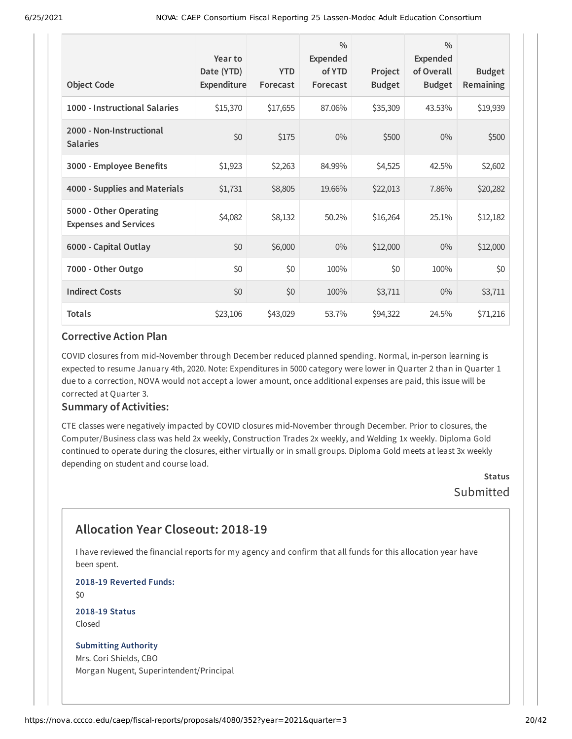| Object Code | Year to Date (YTD) Expenditure | YTD Forecast | % Expended of YTD Forecast | Project Budget | % Expended of Overall Budget | Budget Remaining |
| --- | --- | --- | --- | --- | --- | --- |
| 1000 - Instructional Salaries | $15,370 | $17,655 | 87.06% | $35,309 | 43.53% | $19,939 |
| 2000 - Non-Instructional Salaries | $0 | $175 | 0% | $500 | 0% | $500 |
| 3000 - Employee Benefits | $1,923 | $2,263 | 84.99% | $4,525 | 42.5% | $2,602 |
| 4000 - Supplies and Materials | $1,731 | $8,805 | 19.66% | $22,013 | 7.86% | $20,282 |
| 5000 - Other Operating Expenses and Services | $4,082 | $8,132 | 50.2% | $16,264 | 25.1% | $12,182 |
| 6000 - Capital Outlay | $0 | $6,000 | 0% | $12,000 | 0% | $12,000 |
| 7000 - Other Outgo | $0 | $0 | 100% | $0 | 100% | $0 |
| Indirect Costs | $0 | $0 | 100% | $3,711 | 0% | $3,711 |
| Totals | $23,106 | $43,029 | 53.7% | $94,322 | 24.5% | $71,216 |

### Corrective Action Plan

COVID closures from mid-November through December reduced planned spending. Normal, in-person learning is expected to resume January 4th, 2020. Note: Expenditures in 5000 category were lower in Quarter 2 than in Quarter 1 due to a correction, NOVA would not accept a lower amount, once additional expenses are paid, this issue will be corrected at Quarter 3.

### Summary of Activities:

CTE classes were negatively impacted by COVID closures mid-November through December. Prior to closures, the Computer/Business class was held 2x weekly, Construction Trades 2x weekly, and Welding 1x weekly. Diploma Gold continued to operate during the closures, either virtually or in small groups. Diploma Gold meets at least 3x weekly depending on student and course load.

**Status**

Submitted

## Allocation Year Closeout: 2018-19

I have reviewed the financial reports for my agency and confirm that all funds for this allocation year have been spent.

**2018-19 Reverted Funds:**

$0

**2018-19 Status**

Closed

**Submitting Authority**

Mrs. Cori Shields, CBO
Morgan Nugent, Superintendent/Principal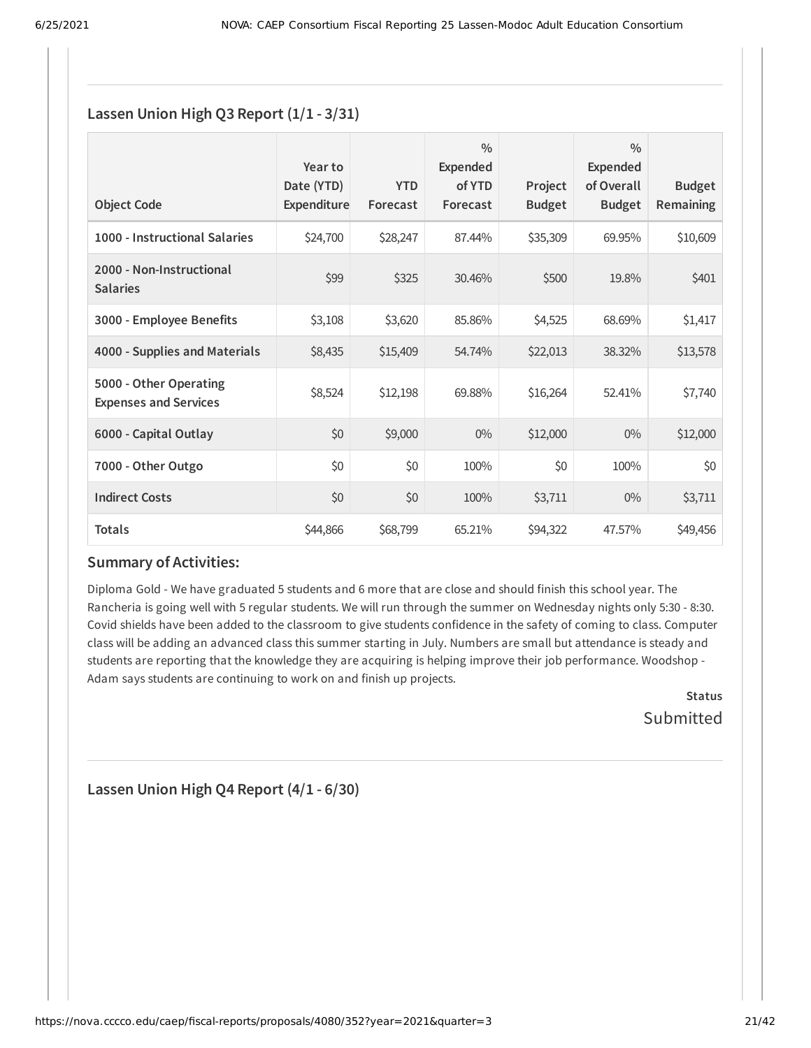## Lassen Union High Q3 Report (1/1 - 3/31)

| Object Code | Year to Date (YTD) Expenditure | YTD Forecast | % Expended of YTD Forecast | Project Budget | % Expended of Overall Budget | Budget Remaining |
|---|---|---|---|---|---|---|
| 1000 - Instructional Salaries | $24,700 | $28,247 | 87.44% | $35,309 | 69.95% | $10,609 |
| 2000 - Non-Instructional Salaries | $99 | $325 | 30.46% | $500 | 19.8% | $401 |
| 3000 - Employee Benefits | $3,108 | $3,620 | 85.86% | $4,525 | 68.69% | $1,417 |
| 4000 - Supplies and Materials | $8,435 | $15,409 | 54.74% | $22,013 | 38.32% | $13,578 |
| 5000 - Other Operating Expenses and Services | $8,524 | $12,198 | 69.88% | $16,264 | 52.41% | $7,740 |
| 6000 - Capital Outlay | $0 | $9,000 | 0% | $12,000 | 0% | $12,000 |
| 7000 - Other Outgo | $0 | $0 | 100% | $0 | 100% | $0 |
| Indirect Costs | $0 | $0 | 100% | $3,711 | 0% | $3,711 |
| Totals | $44,866 | $68,799 | 65.21% | $94,322 | 47.57% | $49,456 |

### Summary of Activities:

Diploma Gold - We have graduated 5 students and 6 more that are close and should finish this school year. The Rancheria is going well with 5 regular students. We will run through the summer on Wednesday nights only 5:30 - 8:30. Covid shields have been added to the classroom to give students confidence in the safety of coming to class. Computer class will be adding an advanced class this summer starting in July. Numbers are small but attendance is steady and students are reporting that the knowledge they are acquiring is helping improve their job performance. Woodshop - Adam says students are continuing to work on and finish up projects.

**Status**

Submitted

## Lassen Union High Q4 Report (4/1 - 6/30)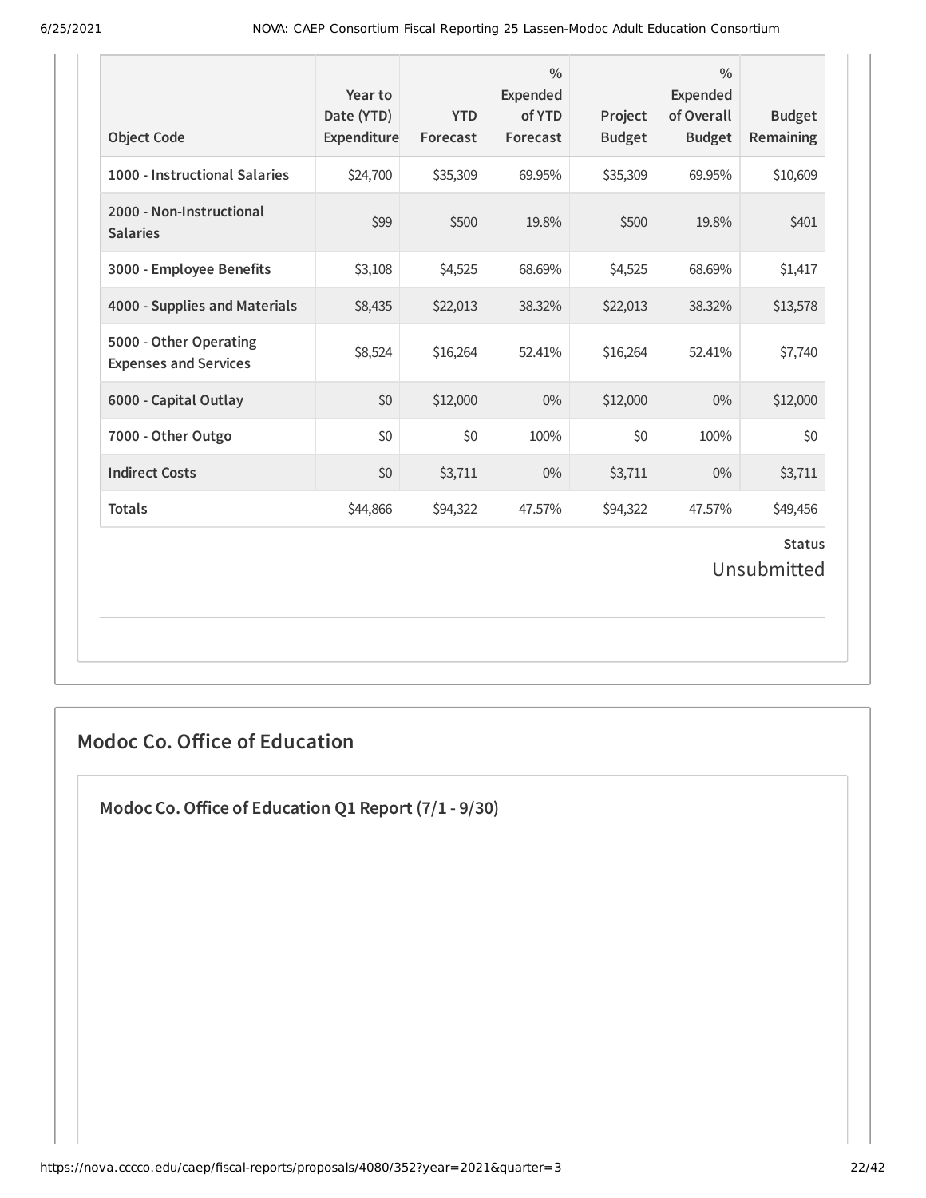| Object Code | Year to Date (YTD) Expenditure | YTD Forecast | % Expended of YTD Forecast | Project Budget | % Expended of Overall Budget | Budget Remaining |
|---|---|---|---|---|---|---|
| **1000 - Instructional Salaries** | $24,700 | $35,309 | 69.95% | $35,309 | 69.95% | $10,609 |
| **2000 - Non-Instructional Salaries** | $99 | $500 | 19.8% | $500 | 19.8% | $401 |
| **3000 - Employee Benefits** | $3,108 | $4,525 | 68.69% | $4,525 | 68.69% | $1,417 |
| **4000 - Supplies and Materials** | $8,435 | $22,013 | 38.32% | $22,013 | 38.32% | $13,578 |
| **5000 - Other Operating Expenses and Services** | $8,524 | $16,264 | 52.41% | $16,264 | 52.41% | $7,740 |
| **6000 - Capital Outlay** | $0 | $12,000 | 0% | $12,000 | 0% | $12,000 |
| **7000 - Other Outgo** | $0 | $0 | 100% | $0 | 100% | $0 |
| **Indirect Costs** | $0 | $3,711 | 0% | $3,711 | 0% | $3,711 |
| **Totals** | $44,866 | $94,322 | 47.57% | $94,322 | 47.57% | $49,456 |

**Status**

Unsubmitted

## Modoc Co. Office of Education

### Modoc Co. Office of Education Q1 Report (7/1 - 9/30)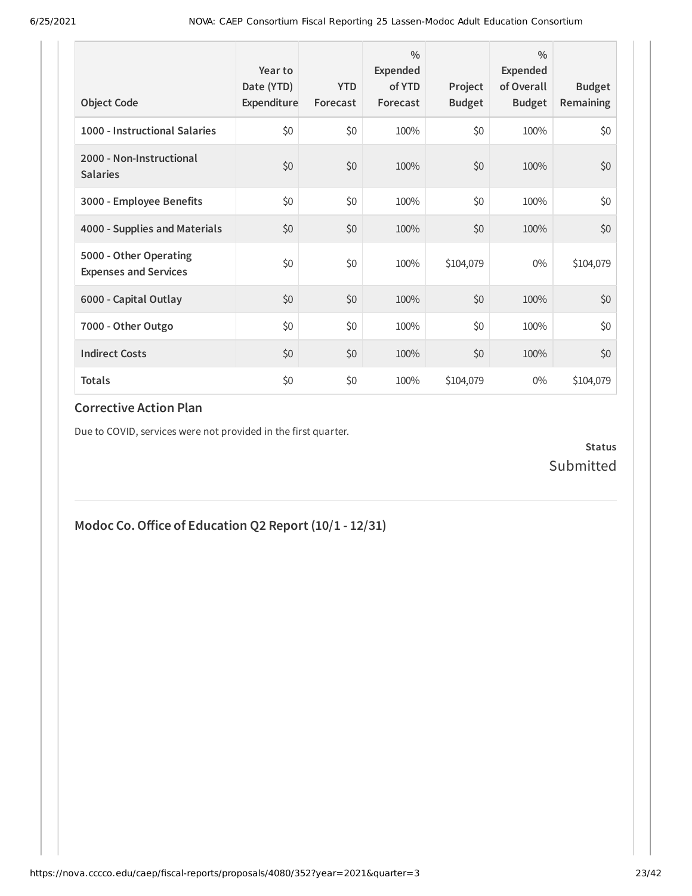| Object Code | Year to Date (YTD) Expenditure | YTD Forecast | % Expended of YTD Forecast | Project Budget | % Expended of Overall Budget | Budget Remaining |
|---|---|---|---|---|---|---|
| **1000 - Instructional Salaries** | $0 | $0 | 100% | $0 | 100% | $0 |
| **2000 - Non-Instructional Salaries** | $0 | $0 | 100% | $0 | 100% | $0 |
| **3000 - Employee Benefits** | $0 | $0 | 100% | $0 | 100% | $0 |
| **4000 - Supplies and Materials** | $0 | $0 | 100% | $0 | 100% | $0 |
| **5000 - Other Operating Expenses and Services** | $0 | $0 | 100% | $104,079 | 0% | $104,079 |
| **6000 - Capital Outlay** | $0 | $0 | 100% | $0 | 100% | $0 |
| **7000 - Other Outgo** | $0 | $0 | 100% | $0 | 100% | $0 |
| **Indirect Costs** | $0 | $0 | 100% | $0 | 100% | $0 |
| **Totals** | $0 | $0 | 100% | $104,079 | 0% | $104,079 |

### Corrective Action Plan

Due to COVID, services were not provided in the first quarter.

**Status**
Submitted

## Modoc Co. Office of Education Q2 Report (10/1 - 12/31)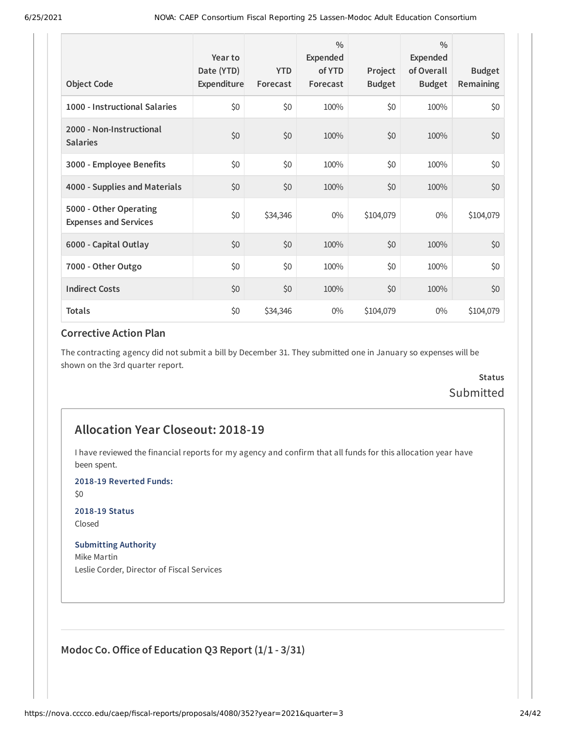| Object Code | Year to Date (YTD) Expenditure | YTD Forecast | % Expended of YTD Forecast | Project Budget | % Expended of Overall Budget | Budget Remaining |
| --- | --- | --- | --- | --- | --- | --- |
| 1000 - Instructional Salaries | $0 | $0 | 100% | $0 | 100% | $0 |
| 2000 - Non-Instructional Salaries | $0 | $0 | 100% | $0 | 100% | $0 |
| 3000 - Employee Benefits | $0 | $0 | 100% | $0 | 100% | $0 |
| 4000 - Supplies and Materials | $0 | $0 | 100% | $0 | 100% | $0 |
| 5000 - Other Operating Expenses and Services | $0 | $34,346 | 0% | $104,079 | 0% | $104,079 |
| 6000 - Capital Outlay | $0 | $0 | 100% | $0 | 100% | $0 |
| 7000 - Other Outgo | $0 | $0 | 100% | $0 | 100% | $0 |
| Indirect Costs | $0 | $0 | 100% | $0 | 100% | $0 |
| Totals | $0 | $34,346 | 0% | $104,079 | 0% | $104,079 |

### Corrective Action Plan

The contracting agency did not submit a bill by December 31. They submitted one in January so expenses will be shown on the 3rd quarter report.

**Status**
Submitted

## Allocation Year Closeout: 2018-19

I have reviewed the financial reports for my agency and confirm that all funds for this allocation year have been spent.

**2018-19 Reverted Funds:**
$0

**2018-19 Status**
Closed

**Submitting Authority**
Mike Martin
Leslie Corder, Director of Fiscal Services

## Modoc Co. Office of Education Q3 Report (1/1 - 3/31)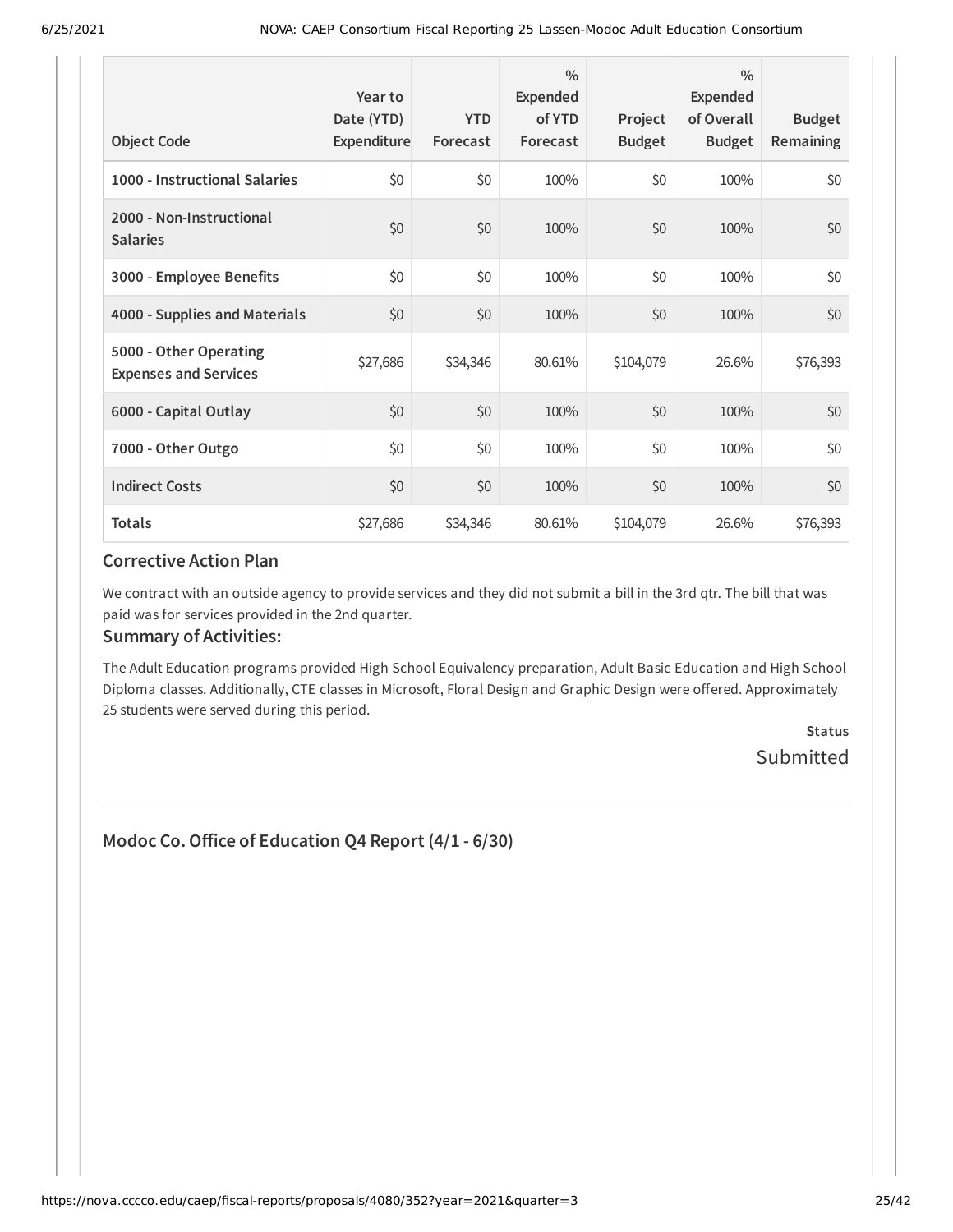| Object Code | Year to Date (YTD) Expenditure | YTD Forecast | % Expended of YTD Forecast | Project Budget | % Expended of Overall Budget | Budget Remaining |
|---|---|---|---|---|---|---|
| **1000 - Instructional Salaries** | $0 | $0 | 100% | $0 | 100% | $0 |
| **2000 - Non-Instructional Salaries** | $0 | $0 | 100% | $0 | 100% | $0 |
| **3000 - Employee Benefits** | $0 | $0 | 100% | $0 | 100% | $0 |
| **4000 - Supplies and Materials** | $0 | $0 | 100% | $0 | 100% | $0 |
| **5000 - Other Operating Expenses and Services** | $27,686 | $34,346 | 80.61% | $104,079 | 26.6% | $76,393 |
| **6000 - Capital Outlay** | $0 | $0 | 100% | $0 | 100% | $0 |
| **7000 - Other Outgo** | $0 | $0 | 100% | $0 | 100% | $0 |
| **Indirect Costs** | $0 | $0 | 100% | $0 | 100% | $0 |
| **Totals** | $27,686 | $34,346 | 80.61% | $104,079 | 26.6% | $76,393 |

### Corrective Action Plan

We contract with an outside agency to provide services and they did not submit a bill in the 3rd qtr. The bill that was paid was for services provided in the 2nd quarter.

### Summary of Activities:

The Adult Education programs provided High School Equivalency preparation, Adult Basic Education and High School Diploma classes. Additionally, CTE classes in Microsoft, Floral Design and Graphic Design were offered. Approximately 25 students were served during this period.

**Status**
Submitted

---

## Modoc Co. Office of Education Q4 Report (4/1 - 6/30)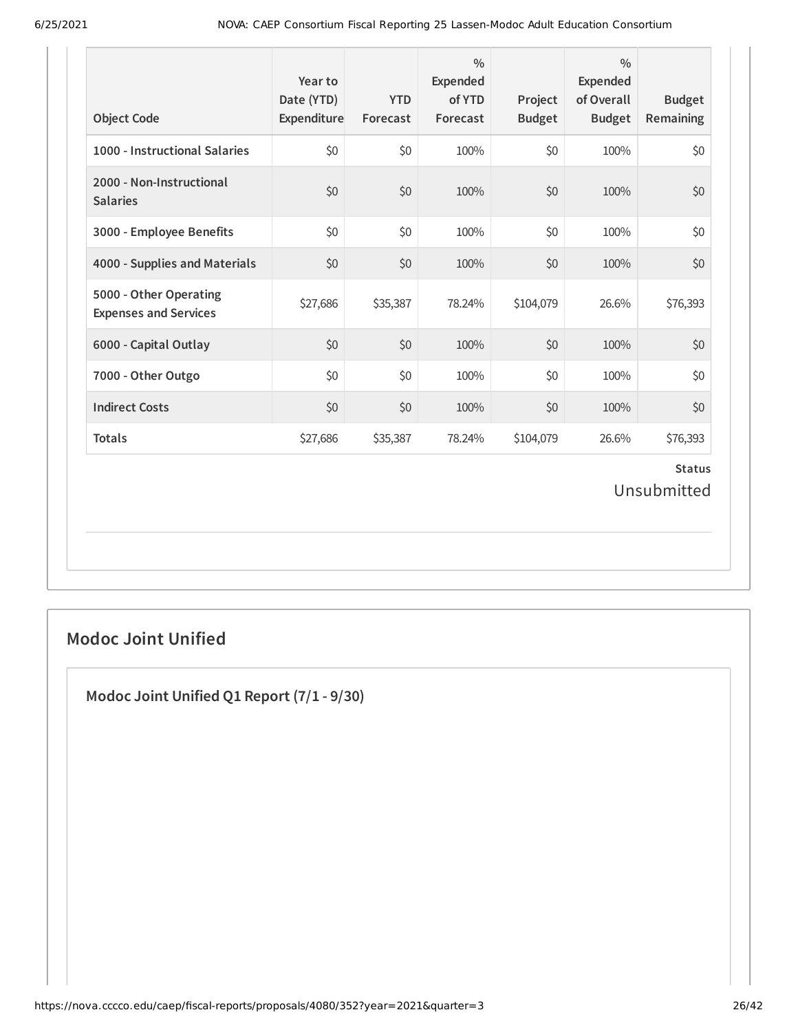| Object Code | Year to Date (YTD) Expenditure | YTD Forecast | % Expended of YTD Forecast | Project Budget | % Expended of Overall Budget | Budget Remaining |
|---|---|---|---|---|---|---|
| 1000 - Instructional Salaries | $0 | $0 | 100% | $0 | 100% | $0 |
| 2000 - Non-Instructional Salaries | $0 | $0 | 100% | $0 | 100% | $0 |
| 3000 - Employee Benefits | $0 | $0 | 100% | $0 | 100% | $0 |
| 4000 - Supplies and Materials | $0 | $0 | 100% | $0 | 100% | $0 |
| 5000 - Other Operating Expenses and Services | $27,686 | $35,387 | 78.24% | $104,079 | 26.6% | $76,393 |
| 6000 - Capital Outlay | $0 | $0 | 100% | $0 | 100% | $0 |
| 7000 - Other Outgo | $0 | $0 | 100% | $0 | 100% | $0 |
| Indirect Costs | $0 | $0 | 100% | $0 | 100% | $0 |
| Totals | $27,686 | $35,387 | 78.24% | $104,079 | 26.6% | $76,393 |

**Status**

Unsubmitted

## Modoc Joint Unified

### Modoc Joint Unified Q1 Report (7/1 - 9/30)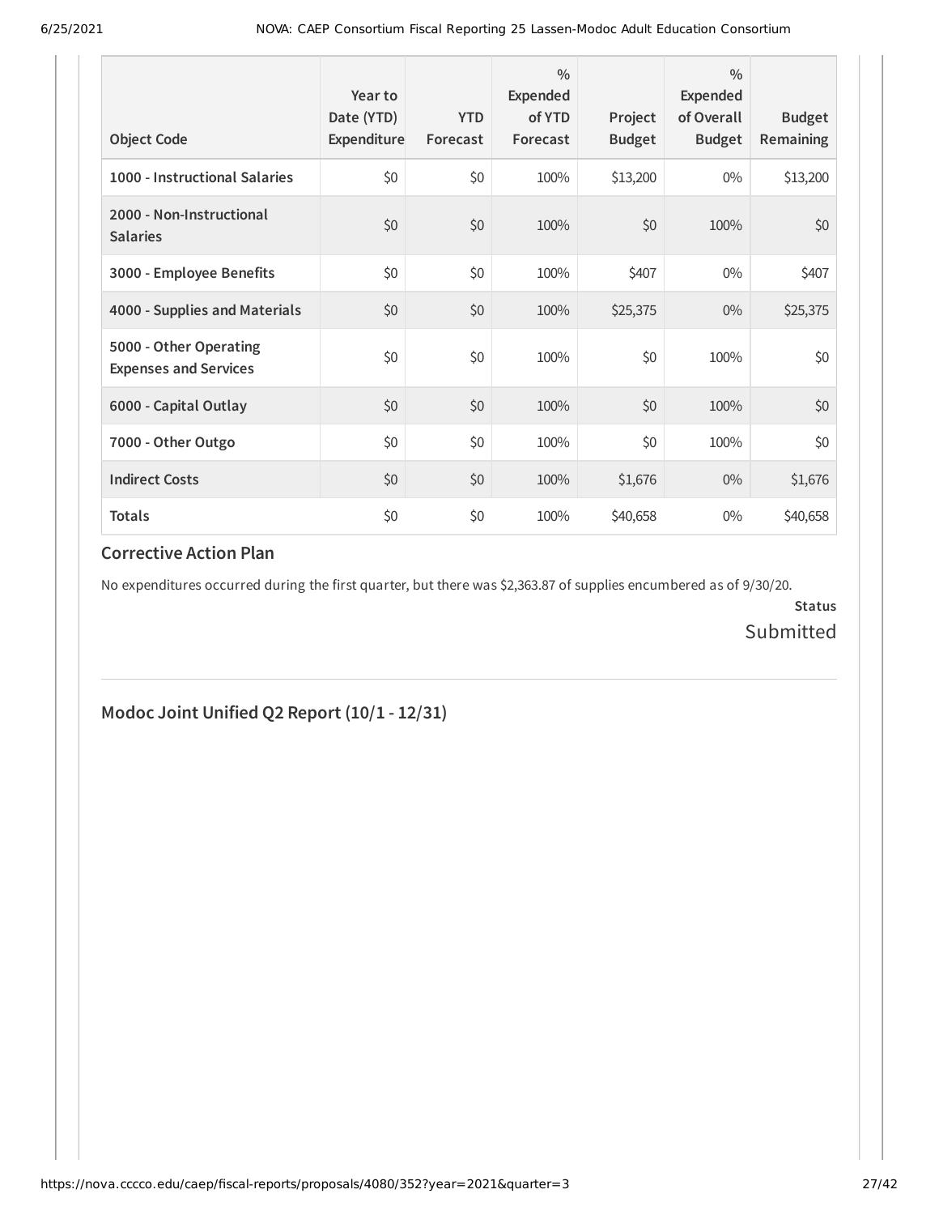| Object Code | Year to Date (YTD) Expenditure | YTD Forecast | % Expended of YTD Forecast | Project Budget | % Expended of Overall Budget | Budget Remaining |
|---|---|---|---|---|---|---|
| 1000 - Instructional Salaries | $0 | $0 | 100% | $13,200 | 0% | $13,200 |
| 2000 - Non-Instructional Salaries | $0 | $0 | 100% | $0 | 100% | $0 |
| 3000 - Employee Benefits | $0 | $0 | 100% | $407 | 0% | $407 |
| 4000 - Supplies and Materials | $0 | $0 | 100% | $25,375 | 0% | $25,375 |
| 5000 - Other Operating Expenses and Services | $0 | $0 | 100% | $0 | 100% | $0 |
| 6000 - Capital Outlay | $0 | $0 | 100% | $0 | 100% | $0 |
| 7000 - Other Outgo | $0 | $0 | 100% | $0 | 100% | $0 |
| Indirect Costs | $0 | $0 | 100% | $1,676 | 0% | $1,676 |
| Totals | $0 | $0 | 100% | $40,658 | 0% | $40,658 |

### Corrective Action Plan

No expenditures occurred during the first quarter, but there was $2,363.87 of supplies encumbered as of 9/30/20.

**Status**

Submitted

## Modoc Joint Unified Q2 Report (10/1 - 12/31)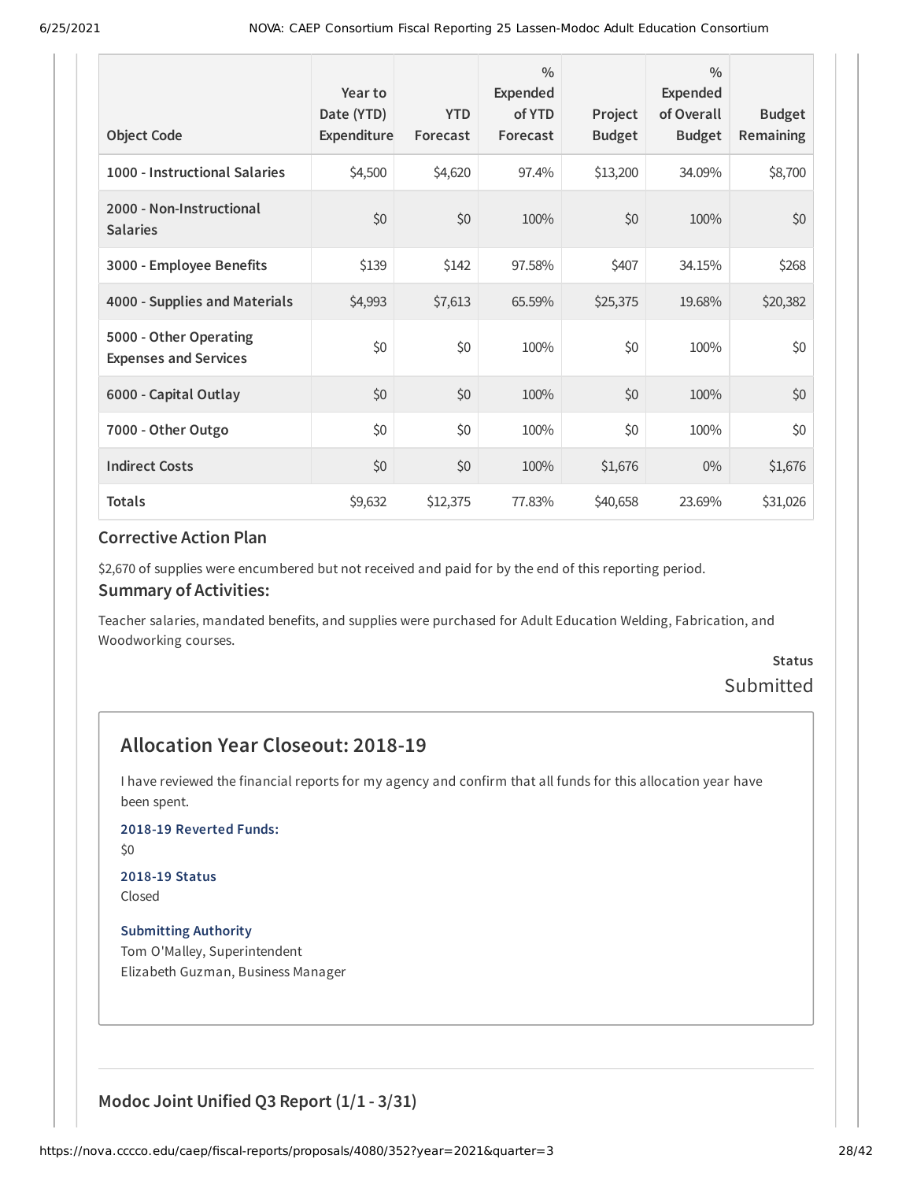| Object Code | Year to Date (YTD) Expenditure | YTD Forecast | % Expended of YTD Forecast | Project Budget | % Expended of Overall Budget | Budget Remaining |
|---|---|---|---|---|---|---|
| 1000 - Instructional Salaries | $4,500 | $4,620 | 97.4% | $13,200 | 34.09% | $8,700 |
| 2000 - Non-Instructional Salaries | $0 | $0 | 100% | $0 | 100% | $0 |
| 3000 - Employee Benefits | $139 | $142 | 97.58% | $407 | 34.15% | $268 |
| 4000 - Supplies and Materials | $4,993 | $7,613 | 65.59% | $25,375 | 19.68% | $20,382 |
| 5000 - Other Operating Expenses and Services | $0 | $0 | 100% | $0 | 100% | $0 |
| 6000 - Capital Outlay | $0 | $0 | 100% | $0 | 100% | $0 |
| 7000 - Other Outgo | $0 | $0 | 100% | $0 | 100% | $0 |
| Indirect Costs | $0 | $0 | 100% | $1,676 | 0% | $1,676 |
| Totals | $9,632 | $12,375 | 77.83% | $40,658 | 23.69% | $31,026 |

### Corrective Action Plan

$2,670 of supplies were encumbered but not received and paid for by the end of this reporting period.

### Summary of Activities:

Teacher salaries, mandated benefits, and supplies were purchased for Adult Education Welding, Fabrication, and Woodworking courses.

**Status**

Submitted

## Allocation Year Closeout: 2018-19

I have reviewed the financial reports for my agency and confirm that all funds for this allocation year have been spent.

**2018-19 Reverted Funds:**

$0

**2018-19 Status**

Closed

**Submitting Authority**

Tom O'Malley, Superintendent
Elizabeth Guzman, Business Manager

---

### Modoc Joint Unified Q3 Report (1/1 - 3/31)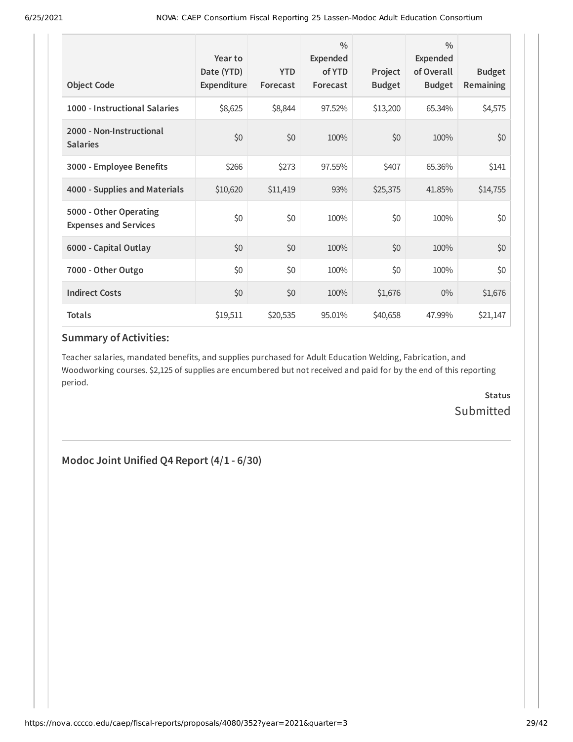| Object Code | Year to Date (YTD) Expenditure | YTD Forecast | % Expended of YTD Forecast | Project Budget | % Expended of Overall Budget | Budget Remaining |
|---|---|---|---|---|---|---|
| **1000 - Instructional Salaries** | $8,625 | $8,844 | 97.52% | $13,200 | 65.34% | $4,575 |
| **2000 - Non-Instructional Salaries** | $0 | $0 | 100% | $0 | 100% | $0 |
| **3000 - Employee Benefits** | $266 | $273 | 97.55% | $407 | 65.36% | $141 |
| **4000 - Supplies and Materials** | $10,620 | $11,419 | 93% | $25,375 | 41.85% | $14,755 |
| **5000 - Other Operating Expenses and Services** | $0 | $0 | 100% | $0 | 100% | $0 |
| **6000 - Capital Outlay** | $0 | $0 | 100% | $0 | 100% | $0 |
| **7000 - Other Outgo** | $0 | $0 | 100% | $0 | 100% | $0 |
| **Indirect Costs** | $0 | $0 | 100% | $1,676 | 0% | $1,676 |
| **Totals** | $19,511 | $20,535 | 95.01% | $40,658 | 47.99% | $21,147 |

### Summary of Activities:

Teacher salaries, mandated benefits, and supplies purchased for Adult Education Welding, Fabrication, and Woodworking courses. $2,125 of supplies are encumbered but not received and paid for by the end of this reporting period.

**Status**

Submitted

---

## Modoc Joint Unified Q4 Report (4/1 - 6/30)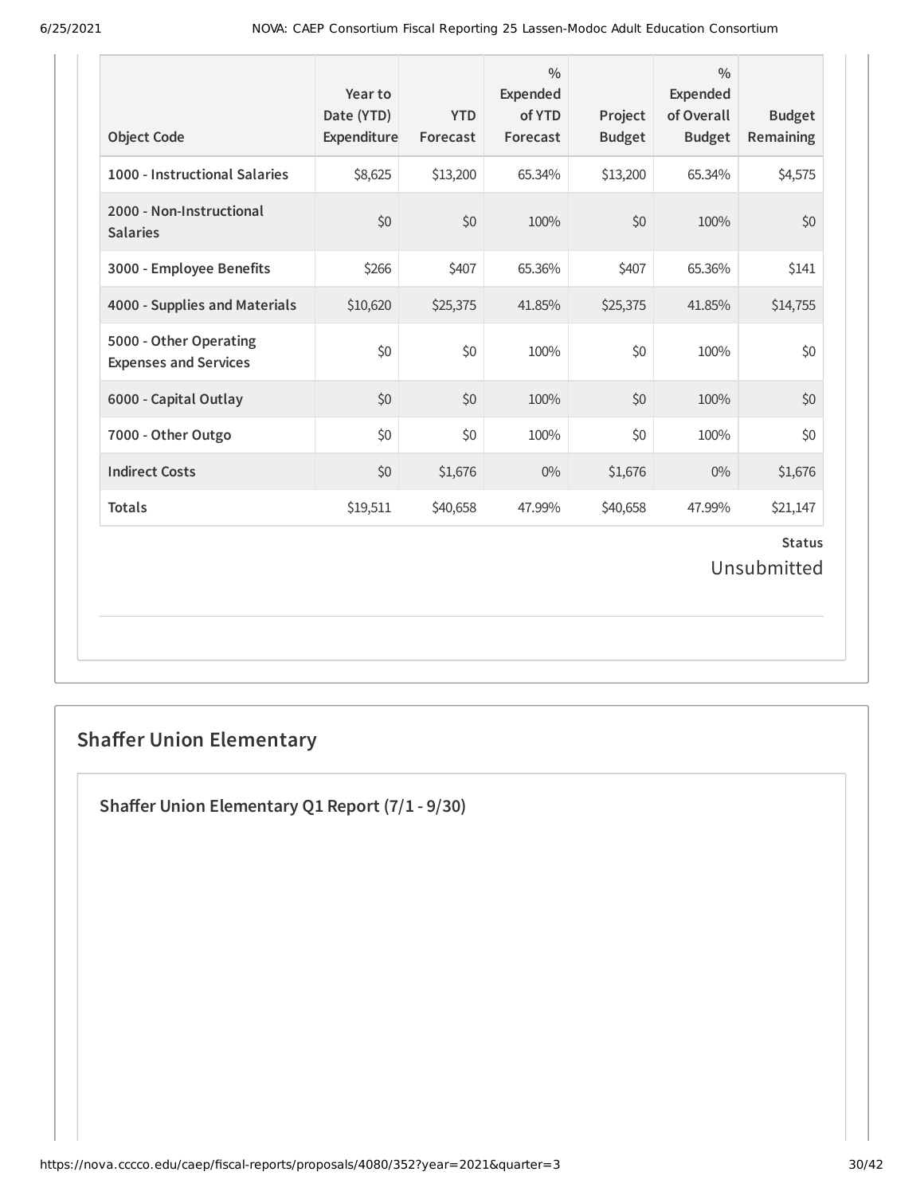| Object Code | Year to Date (YTD) Expenditure | YTD Forecast | % Expended of YTD Forecast | Project Budget | % Expended of Overall Budget | Budget Remaining |
| --- | --- | --- | --- | --- | --- | --- |
| **1000 - Instructional Salaries** | $8,625 | $13,200 | 65.34% | $13,200 | 65.34% | $4,575 |
| **2000 - Non-Instructional Salaries** | $0 | $0 | 100% | $0 | 100% | $0 |
| **3000 - Employee Benefits** | $266 | $407 | 65.36% | $407 | 65.36% | $141 |
| **4000 - Supplies and Materials** | $10,620 | $25,375 | 41.85% | $25,375 | 41.85% | $14,755 |
| **5000 - Other Operating Expenses and Services** | $0 | $0 | 100% | $0 | 100% | $0 |
| **6000 - Capital Outlay** | $0 | $0 | 100% | $0 | 100% | $0 |
| **7000 - Other Outgo** | $0 | $0 | 100% | $0 | 100% | $0 |
| **Indirect Costs** | $0 | $1,676 | 0% | $1,676 | 0% | $1,676 |
| **Totals** | $19,511 | $40,658 | 47.99% | $40,658 | 47.99% | $21,147 |

**Status**

Unsubmitted

## Shaffer Union Elementary

### Shaffer Union Elementary Q1 Report (7/1 - 9/30)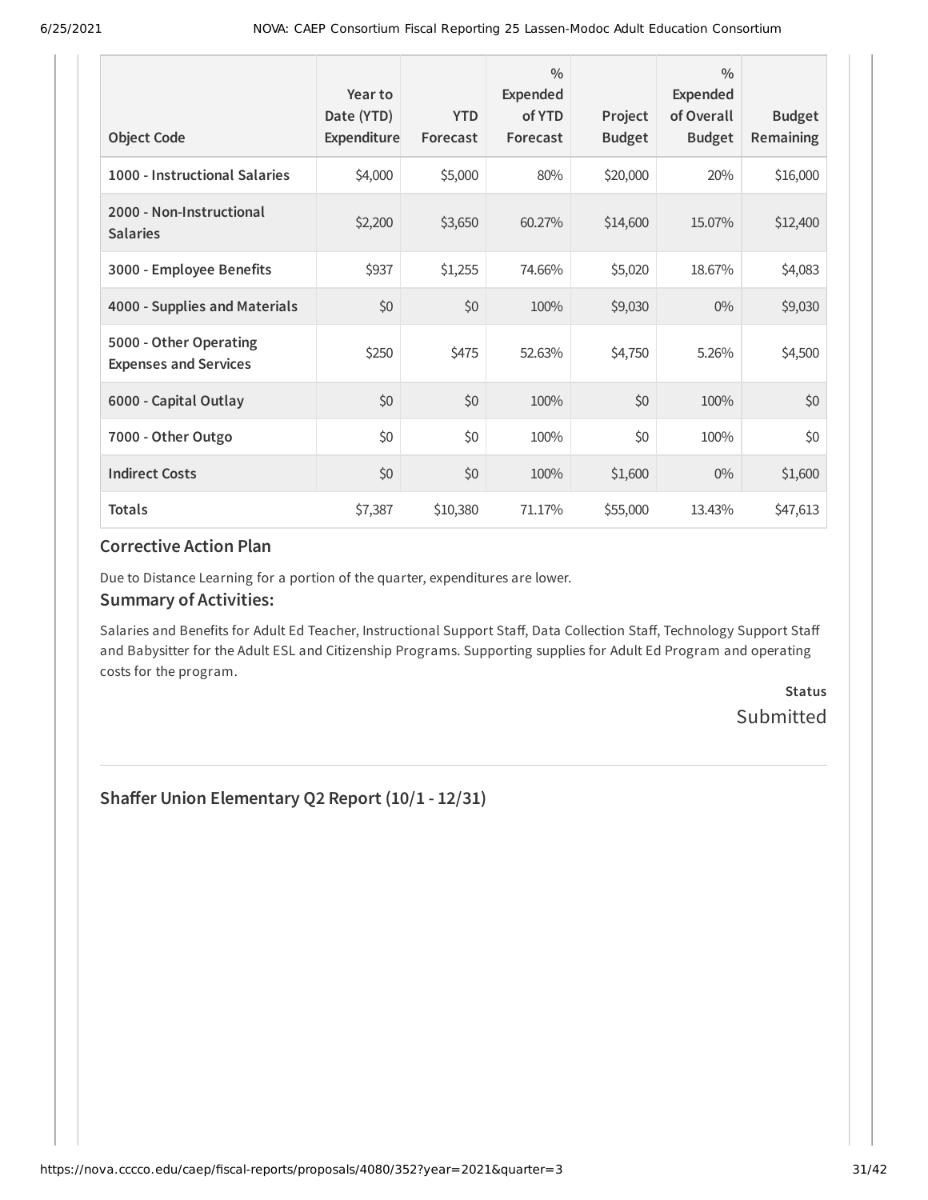| Object Code | Year to Date (YTD) Expenditure | YTD Forecast | % Expended of YTD Forecast | Project Budget | % Expended of Overall Budget | Budget Remaining |
|---|---|---|---|---|---|---|
| **1000 - Instructional Salaries** | $4,000 | $5,000 | 80% | $20,000 | 20% | $16,000 |
| **2000 - Non-Instructional Salaries** | $2,200 | $3,650 | 60.27% | $14,600 | 15.07% | $12,400 |
| **3000 - Employee Benefits** | $937 | $1,255 | 74.66% | $5,020 | 18.67% | $4,083 |
| **4000 - Supplies and Materials** | $0 | $0 | 100% | $9,030 | 0% | $9,030 |
| **5000 - Other Operating Expenses and Services** | $250 | $475 | 52.63% | $4,750 | 5.26% | $4,500 |
| **6000 - Capital Outlay** | $0 | $0 | 100% | $0 | 100% | $0 |
| **7000 - Other Outgo** | $0 | $0 | 100% | $0 | 100% | $0 |
| **Indirect Costs** | $0 | $0 | 100% | $1,600 | 0% | $1,600 |
| **Totals** | $7,387 | $10,380 | 71.17% | $55,000 | 13.43% | $47,613 |

### Corrective Action Plan

Due to Distance Learning for a portion of the quarter, expenditures are lower.

### Summary of Activities:

Salaries and Benefits for Adult Ed Teacher, Instructional Support Staff, Data Collection Staff, Technology Support Staff and Babysitter for the Adult ESL and Citizenship Programs. Supporting supplies for Adult Ed Program and operating costs for the program.

**Status**
Submitted

## Shaffer Union Elementary Q2 Report (10/1 - 12/31)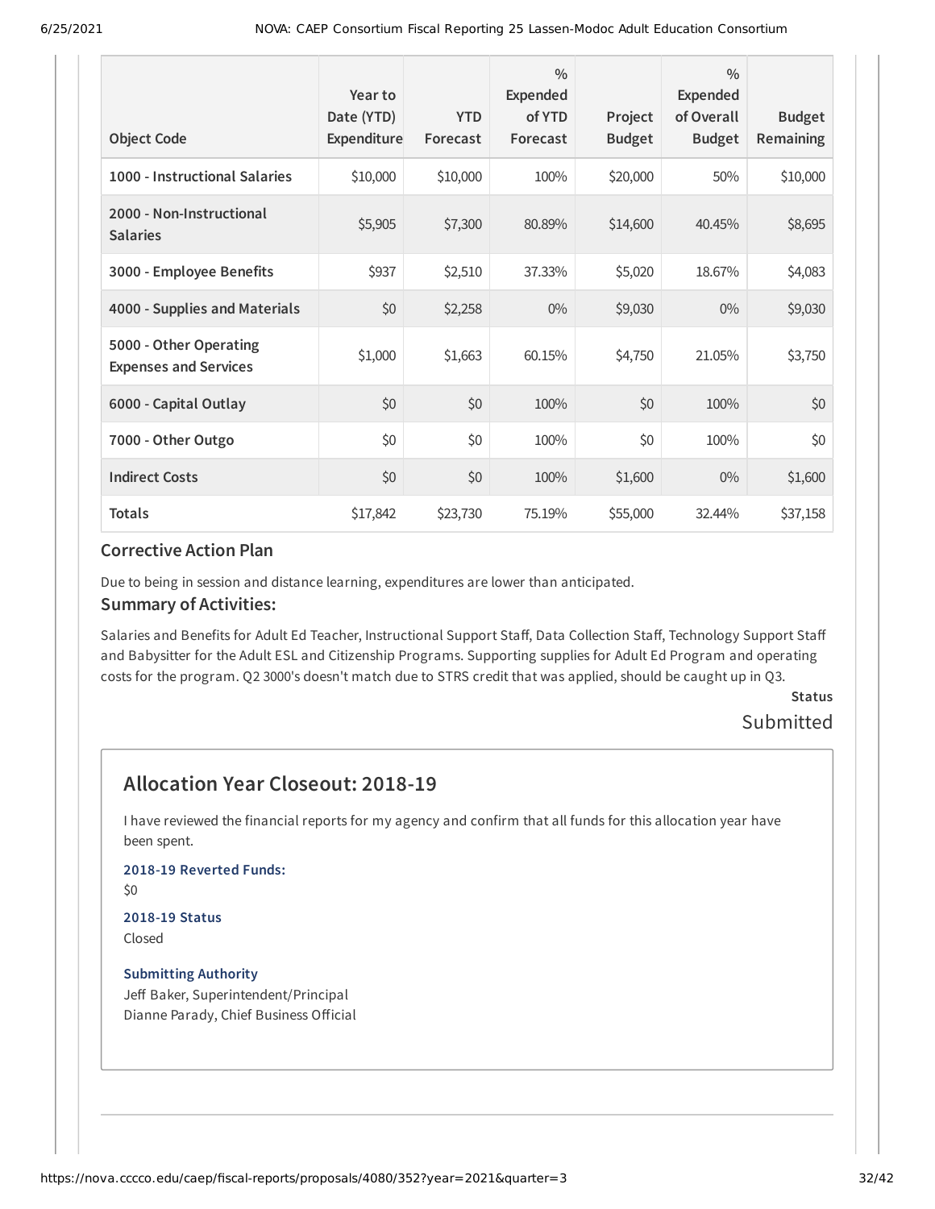| Object Code | Year to Date (YTD) Expenditure | YTD Forecast | % Expended of YTD Forecast | Project Budget | % Expended of Overall Budget | Budget Remaining |
| --- | --- | --- | --- | --- | --- | --- |
| 1000 - Instructional Salaries | $10,000 | $10,000 | 100% | $20,000 | 50% | $10,000 |
| 2000 - Non-Instructional Salaries | $5,905 | $7,300 | 80.89% | $14,600 | 40.45% | $8,695 |
| 3000 - Employee Benefits | $937 | $2,510 | 37.33% | $5,020 | 18.67% | $4,083 |
| 4000 - Supplies and Materials | $0 | $2,258 | 0% | $9,030 | 0% | $9,030 |
| 5000 - Other Operating Expenses and Services | $1,000 | $1,663 | 60.15% | $4,750 | 21.05% | $3,750 |
| 6000 - Capital Outlay | $0 | $0 | 100% | $0 | 100% | $0 |
| 7000 - Other Outgo | $0 | $0 | 100% | $0 | 100% | $0 |
| Indirect Costs | $0 | $0 | 100% | $1,600 | 0% | $1,600 |
| Totals | $17,842 | $23,730 | 75.19% | $55,000 | 32.44% | $37,158 |

### Corrective Action Plan

Due to being in session and distance learning, expenditures are lower than anticipated.

### Summary of Activities:

Salaries and Benefits for Adult Ed Teacher, Instructional Support Staff, Data Collection Staff, Technology Support Staff and Babysitter for the Adult ESL and Citizenship Programs. Supporting supplies for Adult Ed Program and operating costs for the program. Q2 3000's doesn't match due to STRS credit that was applied, should be caught up in Q3.

**Status**

Submitted

## Allocation Year Closeout: 2018-19

I have reviewed the financial reports for my agency and confirm that all funds for this allocation year have been spent.

**2018-19 Reverted Funds:**

$0

**2018-19 Status**

Closed

**Submitting Authority**

Jeff Baker, Superintendent/Principal
Dianne Parady, Chief Business Official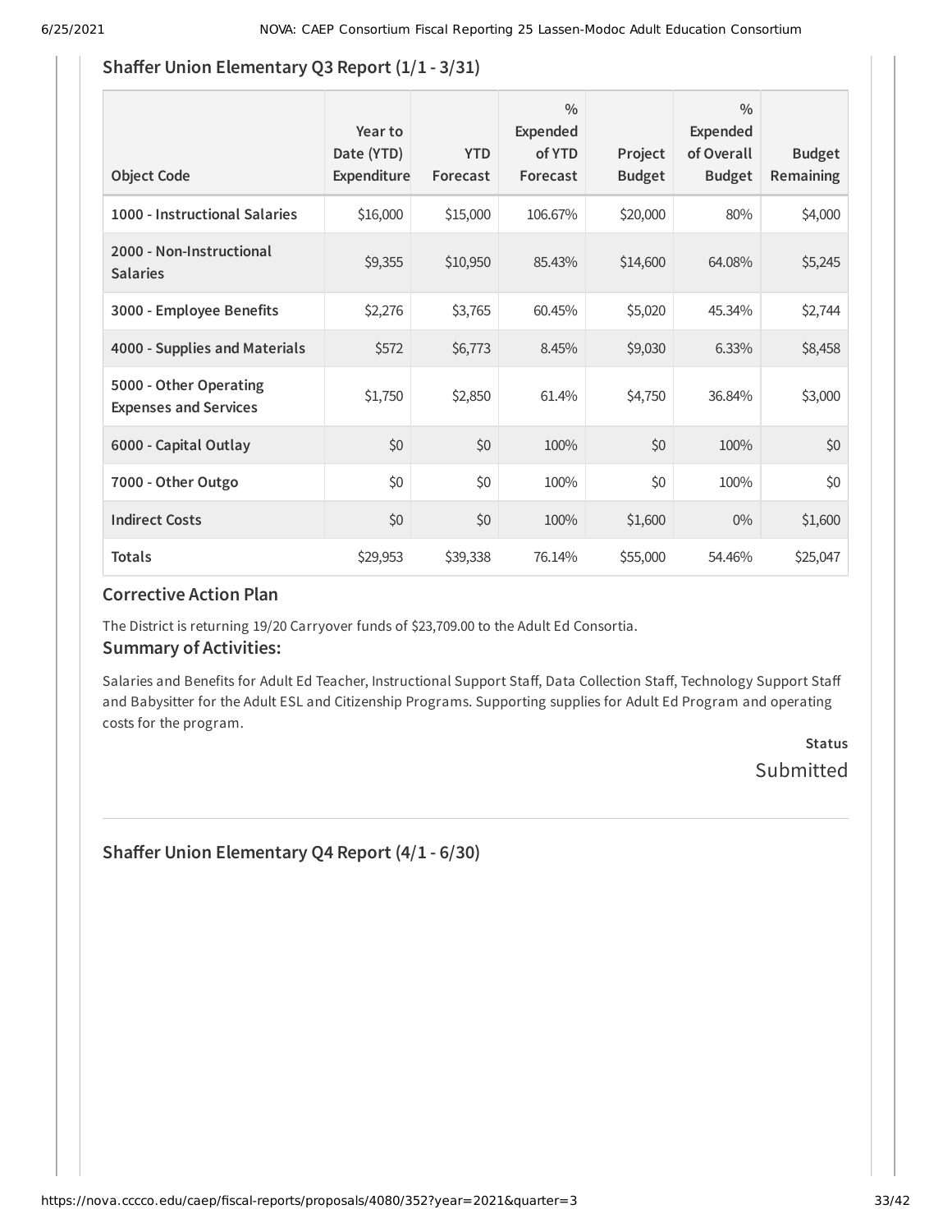## Shaffer Union Elementary Q3 Report (1/1 - 3/31)

| Object Code | Year to Date (YTD) Expenditure | YTD Forecast | % Expended of YTD Forecast | Project Budget | % Expended of Overall Budget | Budget Remaining |
|---|---|---|---|---|---|---|
| 1000 - Instructional Salaries | $16,000 | $15,000 | 106.67% | $20,000 | 80% | $4,000 |
| 2000 - Non-Instructional Salaries | $9,355 | $10,950 | 85.43% | $14,600 | 64.08% | $5,245 |
| 3000 - Employee Benefits | $2,276 | $3,765 | 60.45% | $5,020 | 45.34% | $2,744 |
| 4000 - Supplies and Materials | $572 | $6,773 | 8.45% | $9,030 | 6.33% | $8,458 |
| 5000 - Other Operating Expenses and Services | $1,750 | $2,850 | 61.4% | $4,750 | 36.84% | $3,000 |
| 6000 - Capital Outlay | $0 | $0 | 100% | $0 | 100% | $0 |
| 7000 - Other Outgo | $0 | $0 | 100% | $0 | 100% | $0 |
| Indirect Costs | $0 | $0 | 100% | $1,600 | 0% | $1,600 |
| **Totals** | $29,953 | $39,338 | 76.14% | $55,000 | 54.46% | $25,047 |

### Corrective Action Plan

The District is returning 19/20 Carryover funds of $23,709.00 to the Adult Ed Consortia.

### Summary of Activities:

Salaries and Benefits for Adult Ed Teacher, Instructional Support Staff, Data Collection Staff, Technology Support Staff and Babysitter for the Adult ESL and Citizenship Programs. Supporting supplies for Adult Ed Program and operating costs for the program.

**Status**

Submitted

## Shaffer Union Elementary Q4 Report (4/1 - 6/30)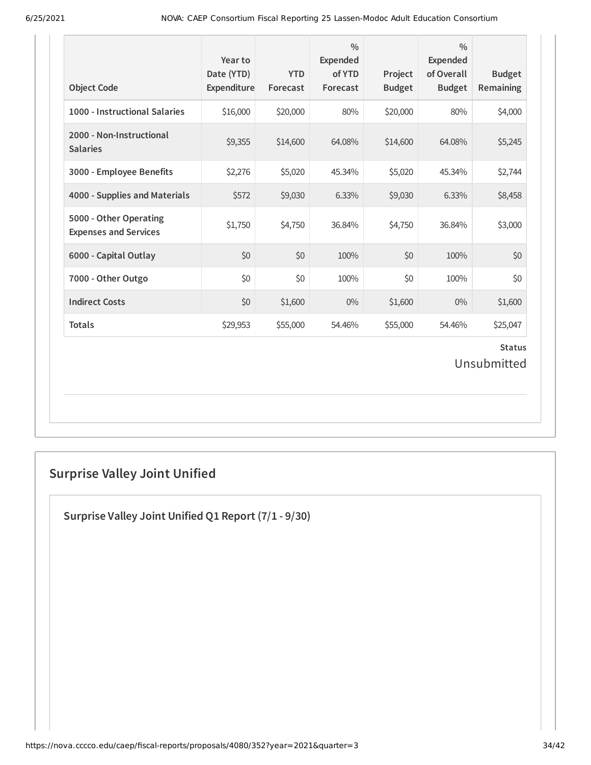| Object Code | Year to Date (YTD) Expenditure | YTD Forecast | % Expended of YTD Forecast | Project Budget | % Expended of Overall Budget | Budget Remaining |
|---|---|---|---|---|---|---|
| **1000 - Instructional Salaries** | $16,000 | $20,000 | 80% | $20,000 | 80% | $4,000 |
| **2000 - Non-Instructional Salaries** | $9,355 | $14,600 | 64.08% | $14,600 | 64.08% | $5,245 |
| **3000 - Employee Benefits** | $2,276 | $5,020 | 45.34% | $5,020 | 45.34% | $2,744 |
| **4000 - Supplies and Materials** | $572 | $9,030 | 6.33% | $9,030 | 6.33% | $8,458 |
| **5000 - Other Operating Expenses and Services** | $1,750 | $4,750 | 36.84% | $4,750 | 36.84% | $3,000 |
| **6000 - Capital Outlay** | $0 | $0 | 100% | $0 | 100% | $0 |
| **7000 - Other Outgo** | $0 | $0 | 100% | $0 | 100% | $0 |
| **Indirect Costs** | $0 | $1,600 | 0% | $1,600 | 0% | $1,600 |
| **Totals** | $29,953 | $55,000 | 54.46% | $55,000 | 54.46% | $25,047 |

**Status**

Unsubmitted

## Surprise Valley Joint Unified

### Surprise Valley Joint Unified Q1 Report (7/1 - 9/30)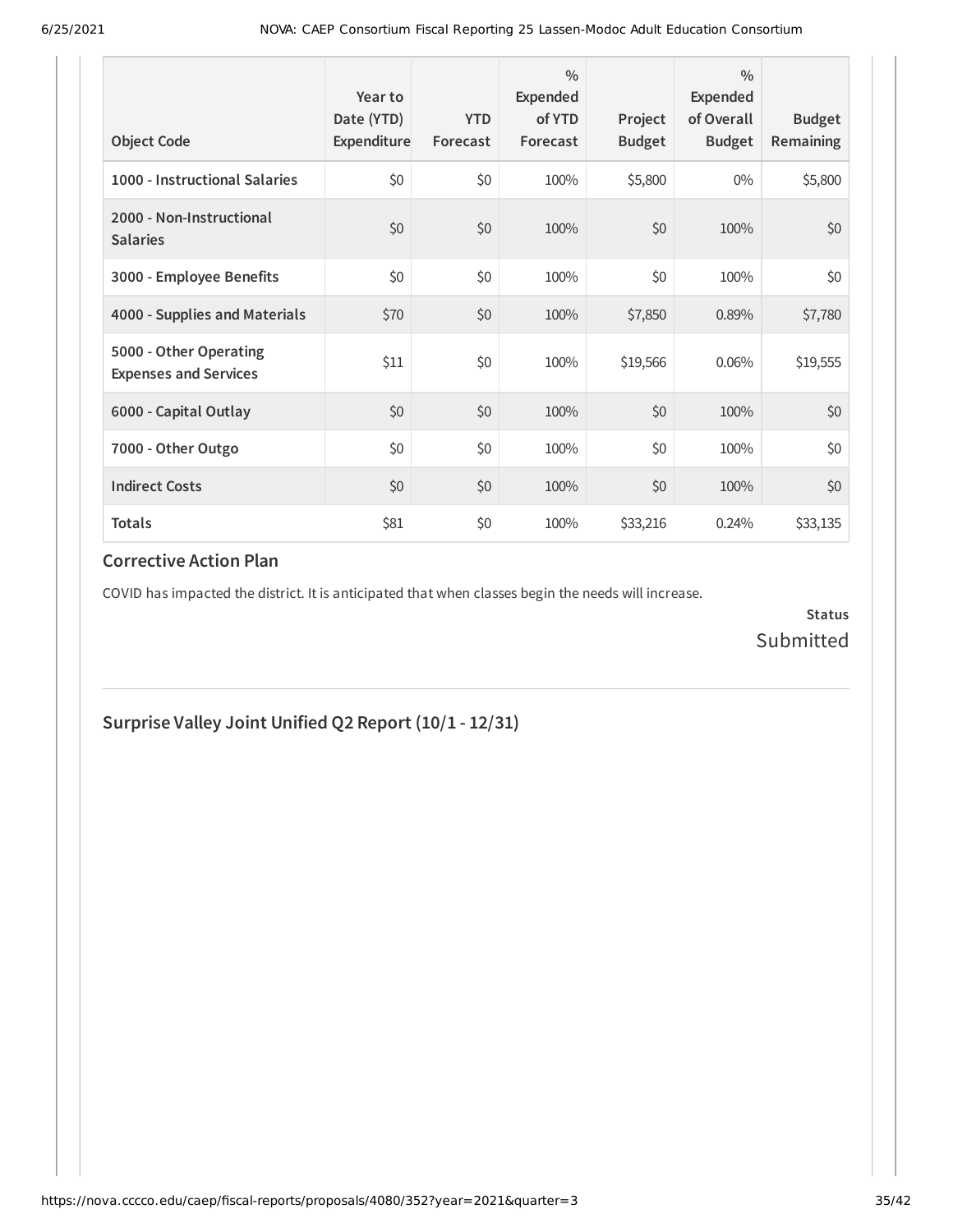| Object Code | Year to Date (YTD) Expenditure | YTD Forecast | % Expended of YTD Forecast | Project Budget | % Expended of Overall Budget | Budget Remaining |
|---|---|---|---|---|---|---|
| **1000 - Instructional Salaries** | $0 | $0 | 100% | $5,800 | 0% | $5,800 |
| **2000 - Non-Instructional Salaries** | $0 | $0 | 100% | $0 | 100% | $0 |
| **3000 - Employee Benefits** | $0 | $0 | 100% | $0 | 100% | $0 |
| **4000 - Supplies and Materials** | $70 | $0 | 100% | $7,850 | 0.89% | $7,780 |
| **5000 - Other Operating Expenses and Services** | $11 | $0 | 100% | $19,566 | 0.06% | $19,555 |
| **6000 - Capital Outlay** | $0 | $0 | 100% | $0 | 100% | $0 |
| **7000 - Other Outgo** | $0 | $0 | 100% | $0 | 100% | $0 |
| **Indirect Costs** | $0 | $0 | 100% | $0 | 100% | $0 |
| **Totals** | $81 | $0 | 100% | $33,216 | 0.24% | $33,135 |

### Corrective Action Plan

COVID has impacted the district. It is anticipated that when classes begin the needs will increase.

**Status**
Submitted

---

## Surprise Valley Joint Unified Q2 Report (10/1 - 12/31)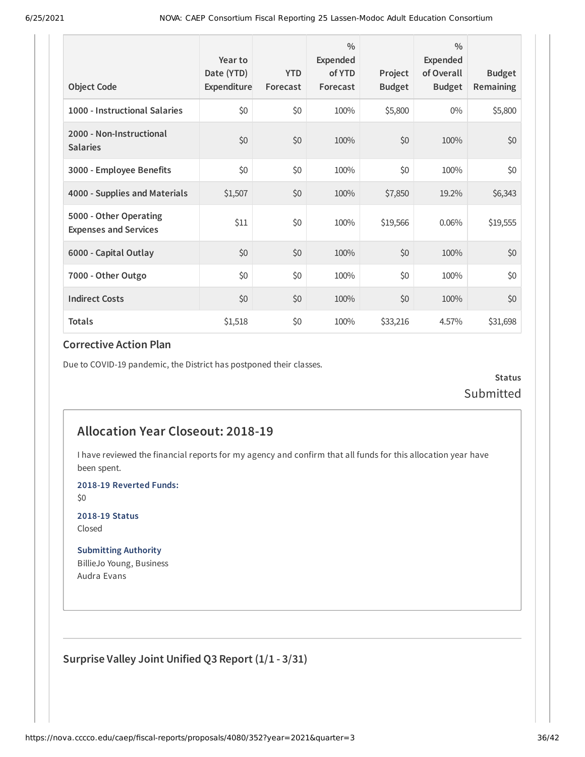| Object Code | Year to Date (YTD) Expenditure | YTD Forecast | % Expended of YTD Forecast | Project Budget | % Expended of Overall Budget | Budget Remaining |
|---|---|---|---|---|---|---|
| 1000 - Instructional Salaries | $0 | $0 | 100% | $5,800 | 0% | $5,800 |
| 2000 - Non-Instructional Salaries | $0 | $0 | 100% | $0 | 100% | $0 |
| 3000 - Employee Benefits | $0 | $0 | 100% | $0 | 100% | $0 |
| 4000 - Supplies and Materials | $1,507 | $0 | 100% | $7,850 | 19.2% | $6,343 |
| 5000 - Other Operating Expenses and Services | $11 | $0 | 100% | $19,566 | 0.06% | $19,555 |
| 6000 - Capital Outlay | $0 | $0 | 100% | $0 | 100% | $0 |
| 7000 - Other Outgo | $0 | $0 | 100% | $0 | 100% | $0 |
| Indirect Costs | $0 | $0 | 100% | $0 | 100% | $0 |
| Totals | $1,518 | $0 | 100% | $33,216 | 4.57% | $31,698 |

### Corrective Action Plan

Due to COVID-19 pandemic, the District has postponed their classes.

**Status**
Submitted

## Allocation Year Closeout: 2018-19

I have reviewed the financial reports for my agency and confirm that all funds for this allocation year have been spent.

**2018-19 Reverted Funds:**
$0

**2018-19 Status**
Closed

**Submitting Authority**
BillieJo Young, Business
Audra Evans

### Surprise Valley Joint Unified Q3 Report (1/1 - 3/31)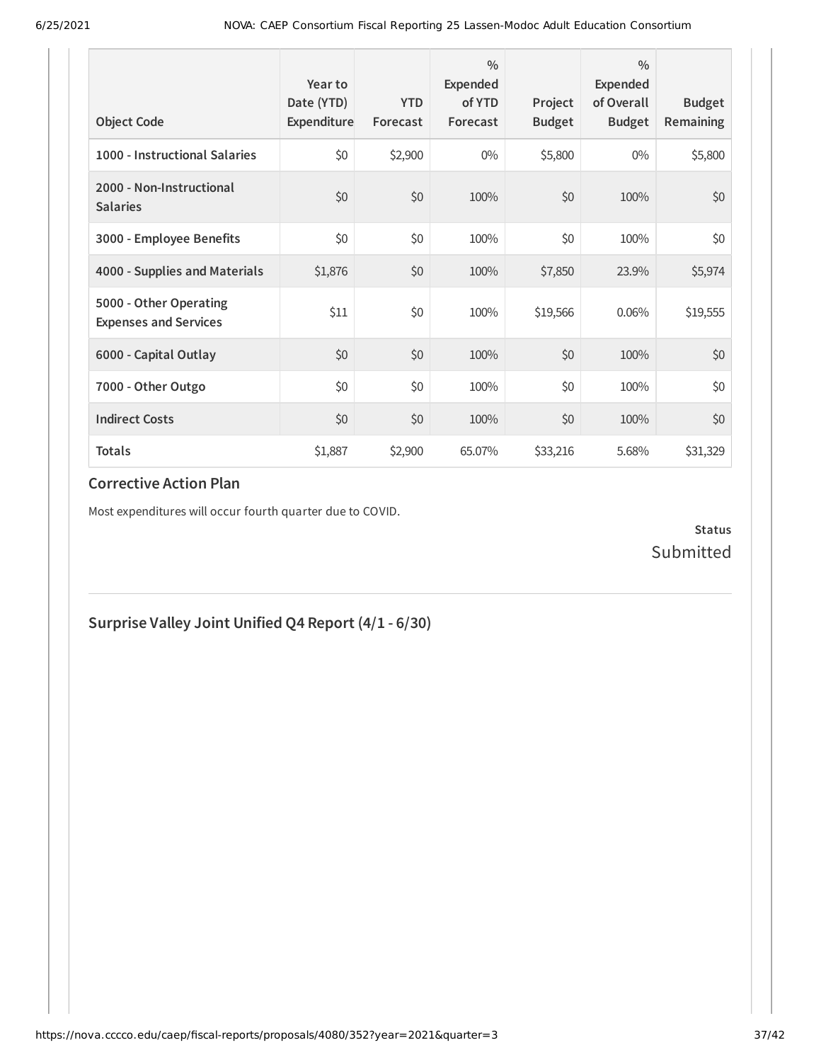| Object Code | Year to Date (YTD) Expenditure | YTD Forecast | % Expended of YTD Forecast | Project Budget | % Expended of Overall Budget | Budget Remaining |
|---|---|---|---|---|---|---|
| 1000 - Instructional Salaries | $0 | $2,900 | 0% | $5,800 | 0% | $5,800 |
| 2000 - Non-Instructional Salaries | $0 | $0 | 100% | $0 | 100% | $0 |
| 3000 - Employee Benefits | $0 | $0 | 100% | $0 | 100% | $0 |
| 4000 - Supplies and Materials | $1,876 | $0 | 100% | $7,850 | 23.9% | $5,974 |
| 5000 - Other Operating Expenses and Services | $11 | $0 | 100% | $19,566 | 0.06% | $19,555 |
| 6000 - Capital Outlay | $0 | $0 | 100% | $0 | 100% | $0 |
| 7000 - Other Outgo | $0 | $0 | 100% | $0 | 100% | $0 |
| Indirect Costs | $0 | $0 | 100% | $0 | 100% | $0 |
| Totals | $1,887 | $2,900 | 65.07% | $33,216 | 5.68% | $31,329 |

### Corrective Action Plan

Most expenditures will occur fourth quarter due to COVID.

**Status**
Submitted

## Surprise Valley Joint Unified Q4 Report (4/1 - 6/30)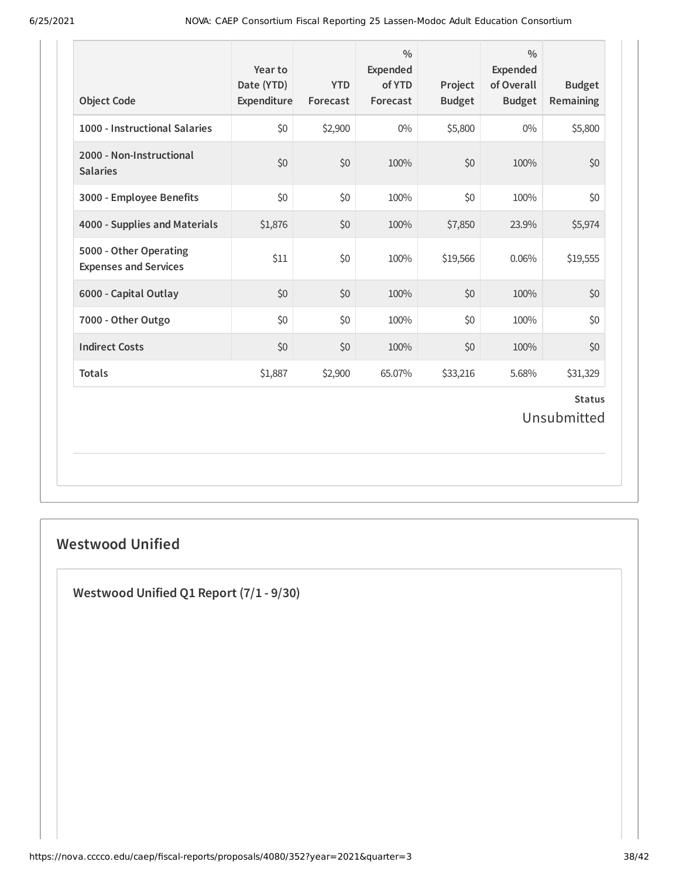| Object Code | Year to Date (YTD) Expenditure | YTD Forecast | % Expended of YTD Forecast | Project Budget | % Expended of Overall Budget | Budget Remaining |
|---|---|---|---|---|---|---|
| 1000 - Instructional Salaries | $0 | $2,900 | 0% | $5,800 | 0% | $5,800 |
| 2000 - Non-Instructional Salaries | $0 | $0 | 100% | $0 | 100% | $0 |
| 3000 - Employee Benefits | $0 | $0 | 100% | $0 | 100% | $0 |
| 4000 - Supplies and Materials | $1,876 | $0 | 100% | $7,850 | 23.9% | $5,974 |
| 5000 - Other Operating Expenses and Services | $11 | $0 | 100% | $19,566 | 0.06% | $19,555 |
| 6000 - Capital Outlay | $0 | $0 | 100% | $0 | 100% | $0 |
| 7000 - Other Outgo | $0 | $0 | 100% | $0 | 100% | $0 |
| Indirect Costs | $0 | $0 | 100% | $0 | 100% | $0 |
| Totals | $1,887 | $2,900 | 65.07% | $33,216 | 5.68% | $31,329 |

**Status**

Unsubmitted

## Westwood Unified

### Westwood Unified Q1 Report (7/1 - 9/30)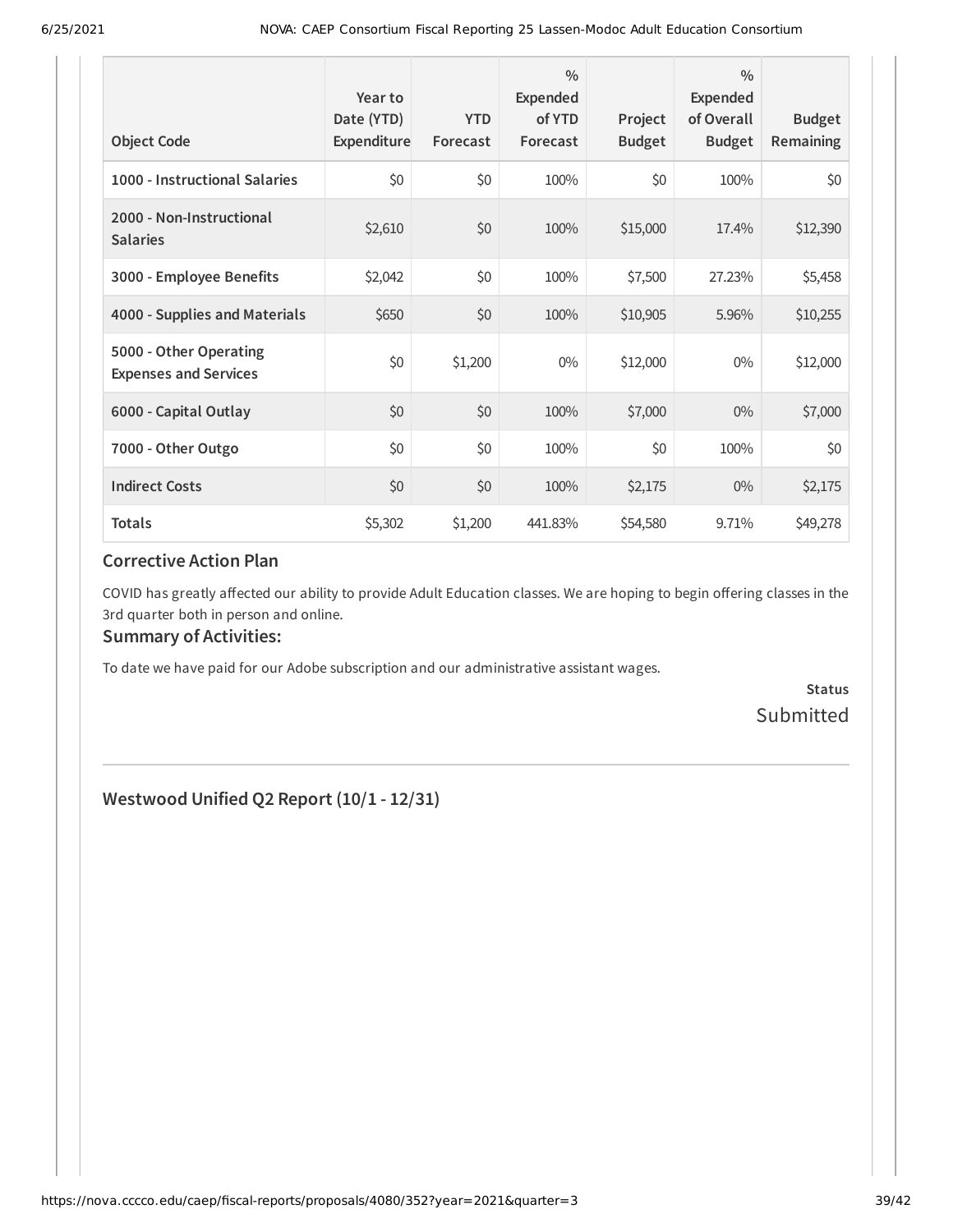| Object Code | Year to Date (YTD) Expenditure | YTD Forecast | % Expended of YTD Forecast | Project Budget | % Expended of Overall Budget | Budget Remaining |
|---|---|---|---|---|---|---|
| 1000 - Instructional Salaries | $0 | $0 | 100% | $0 | 100% | $0 |
| 2000 - Non-Instructional Salaries | $2,610 | $0 | 100% | $15,000 | 17.4% | $12,390 |
| 3000 - Employee Benefits | $2,042 | $0 | 100% | $7,500 | 27.23% | $5,458 |
| 4000 - Supplies and Materials | $650 | $0 | 100% | $10,905 | 5.96% | $10,255 |
| 5000 - Other Operating Expenses and Services | $0 | $1,200 | 0% | $12,000 | 0% | $12,000 |
| 6000 - Capital Outlay | $0 | $0 | 100% | $7,000 | 0% | $7,000 |
| 7000 - Other Outgo | $0 | $0 | 100% | $0 | 100% | $0 |
| Indirect Costs | $0 | $0 | 100% | $2,175 | 0% | $2,175 |
| Totals | $5,302 | $1,200 | 441.83% | $54,580 | 9.71% | $49,278 |

### Corrective Action Plan

COVID has greatly affected our ability to provide Adult Education classes. We are hoping to begin offering classes in the 3rd quarter both in person and online.

### Summary of Activities:

To date we have paid for our Adobe subscription and our administrative assistant wages.

**Status**

Submitted

---

### Westwood Unified Q2 Report (10/1 - 12/31)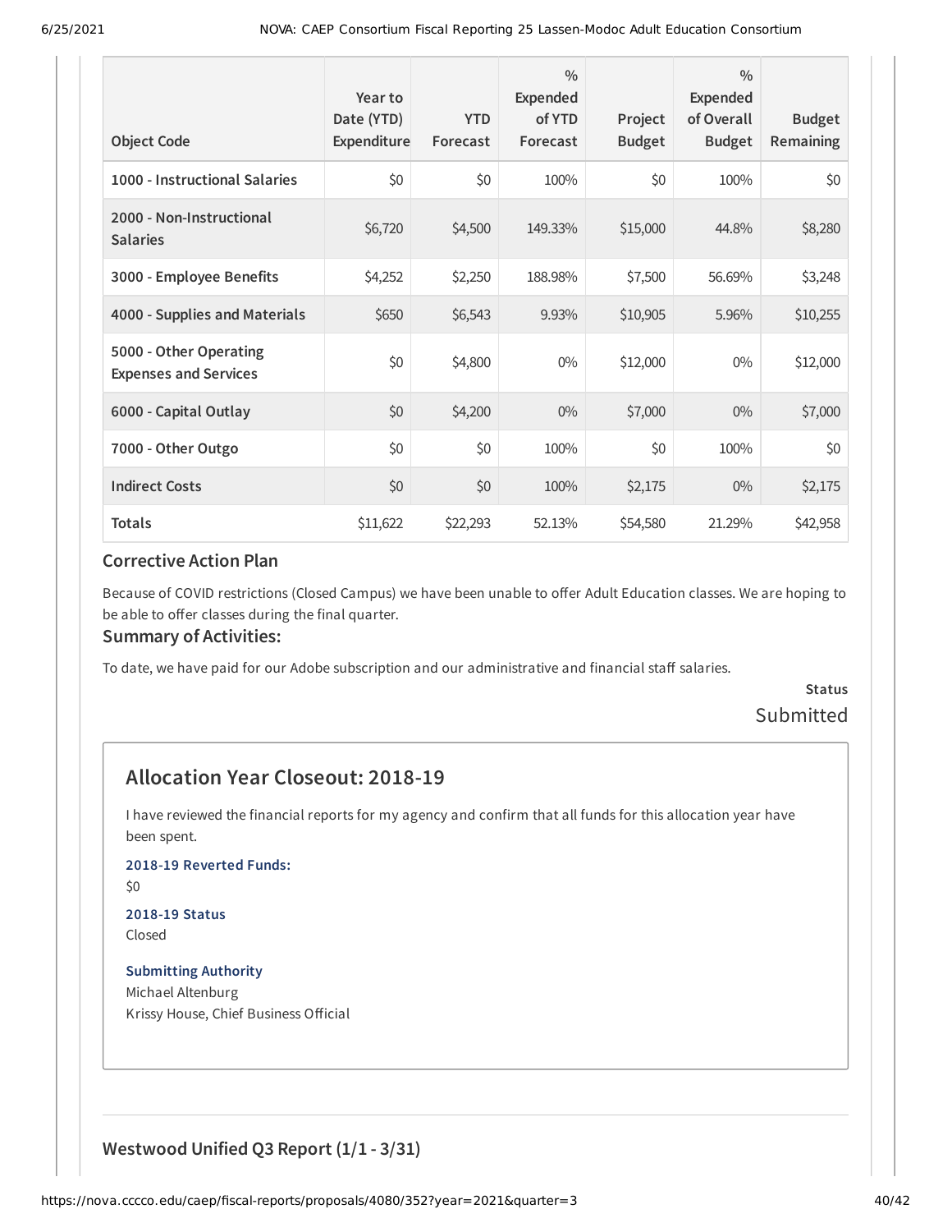| Object Code | Year to Date (YTD) Expenditure | YTD Forecast | % Expended of YTD Forecast | Project Budget | % Expended of Overall Budget | Budget Remaining |
|---|---|---|---|---|---|---|
| 1000 - Instructional Salaries | $0 | $0 | 100% | $0 | 100% | $0 |
| 2000 - Non-Instructional Salaries | $6,720 | $4,500 | 149.33% | $15,000 | 44.8% | $8,280 |
| 3000 - Employee Benefits | $4,252 | $2,250 | 188.98% | $7,500 | 56.69% | $3,248 |
| 4000 - Supplies and Materials | $650 | $6,543 | 9.93% | $10,905 | 5.96% | $10,255 |
| 5000 - Other Operating Expenses and Services | $0 | $4,800 | 0% | $12,000 | 0% | $12,000 |
| 6000 - Capital Outlay | $0 | $4,200 | 0% | $7,000 | 0% | $7,000 |
| 7000 - Other Outgo | $0 | $0 | 100% | $0 | 100% | $0 |
| Indirect Costs | $0 | $0 | 100% | $2,175 | 0% | $2,175 |
| Totals | $11,622 | $22,293 | 52.13% | $54,580 | 21.29% | $42,958 |

### Corrective Action Plan

Because of COVID restrictions (Closed Campus) we have been unable to offer Adult Education classes. We are hoping to be able to offer classes during the final quarter.

### Summary of Activities:

To date, we have paid for our Adobe subscription and our administrative and financial staff salaries.

**Status**

Submitted

## Allocation Year Closeout: 2018-19

I have reviewed the financial reports for my agency and confirm that all funds for this allocation year have been spent.

**2018-19 Reverted Funds:**

$0

**2018-19 Status**

Closed

**Submitting Authority**

Michael Altenburg

Krissy House, Chief Business Official

### Westwood Unified Q3 Report (1/1 - 3/31)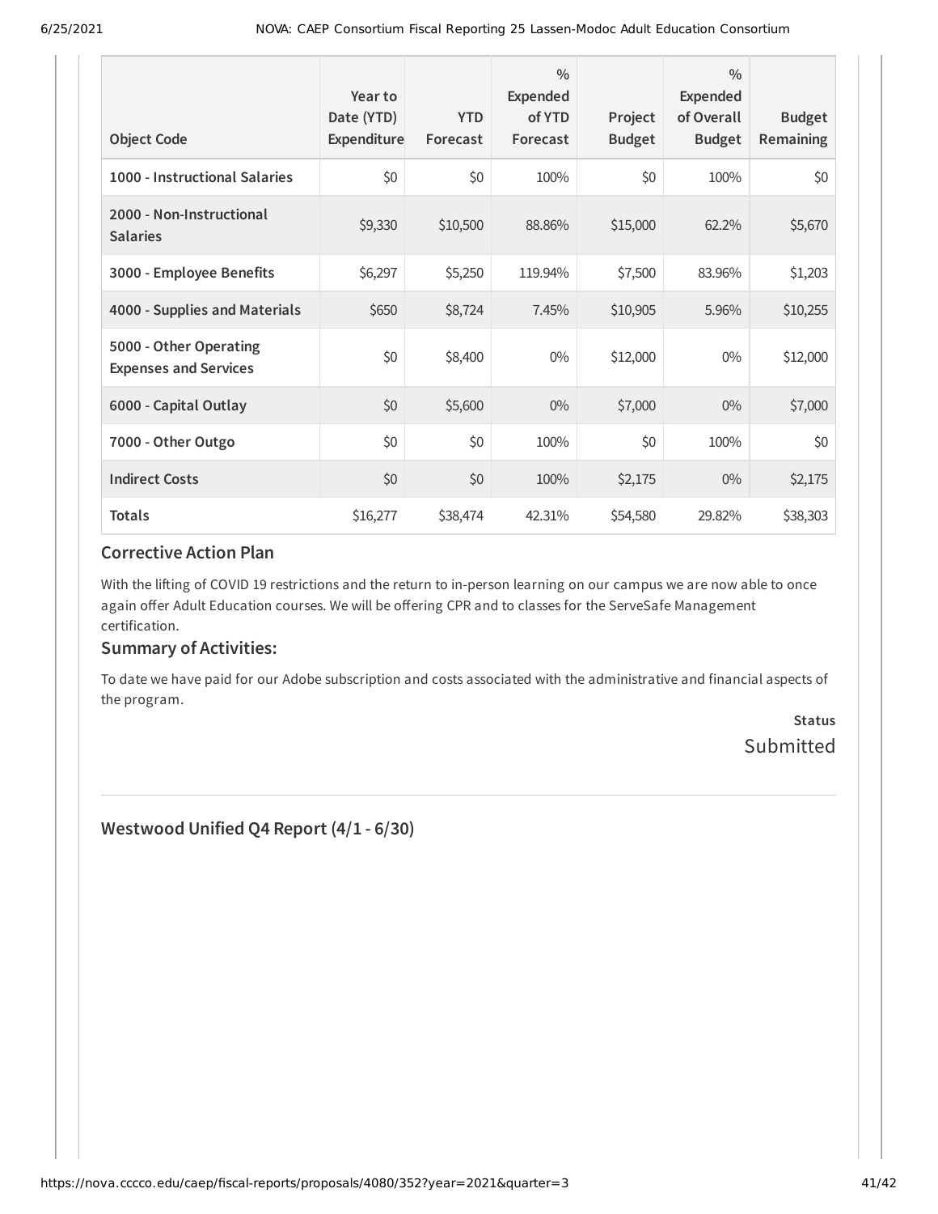| Object Code | Year to Date (YTD) Expenditure | YTD Forecast | % Expended of YTD Forecast | Project Budget | % Expended of Overall Budget | Budget Remaining |
|---|---|---|---|---|---|---|
| 1000 - Instructional Salaries | $0 | $0 | 100% | $0 | 100% | $0 |
| 2000 - Non-Instructional Salaries | $9,330 | $10,500 | 88.86% | $15,000 | 62.2% | $5,670 |
| 3000 - Employee Benefits | $6,297 | $5,250 | 119.94% | $7,500 | 83.96% | $1,203 |
| 4000 - Supplies and Materials | $650 | $8,724 | 7.45% | $10,905 | 5.96% | $10,255 |
| 5000 - Other Operating Expenses and Services | $0 | $8,400 | 0% | $12,000 | 0% | $12,000 |
| 6000 - Capital Outlay | $0 | $5,600 | 0% | $7,000 | 0% | $7,000 |
| 7000 - Other Outgo | $0 | $0 | 100% | $0 | 100% | $0 |
| Indirect Costs | $0 | $0 | 100% | $2,175 | 0% | $2,175 |
| Totals | $16,277 | $38,474 | 42.31% | $54,580 | 29.82% | $38,303 |

### Corrective Action Plan

With the lifting of COVID 19 restrictions and the return to in-person learning on our campus we are now able to once again offer Adult Education courses. We will be offering CPR and to classes for the ServeSafe Management certification.

### Summary of Activities:

To date we have paid for our Adobe subscription and costs associated with the administrative and financial aspects of the program.

**Status**
Submitted

---

## Westwood Unified Q4 Report (4/1 - 6/30)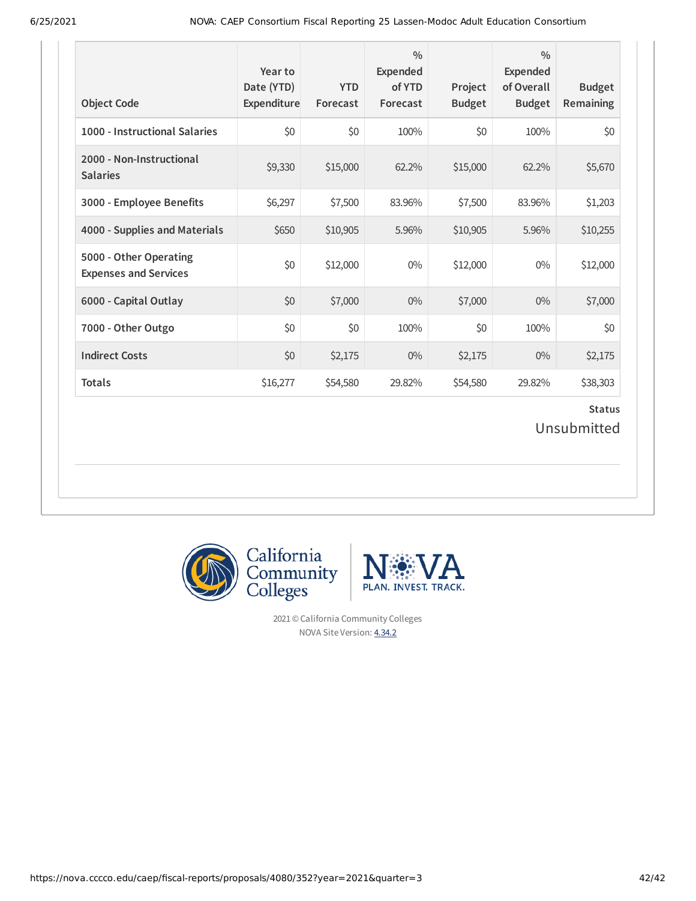| Object Code | Year to Date (YTD) Expenditure | YTD Forecast | % Expended of YTD Forecast | Project Budget | % Expended of Overall Budget | Budget Remaining |
|---|---|---|---|---|---|---|
| 1000 - Instructional Salaries | $0 | $0 | 100% | $0 | 100% | $0 |
| 2000 - Non-Instructional Salaries | $9,330 | $15,000 | 62.2% | $15,000 | 62.2% | $5,670 |
| 3000 - Employee Benefits | $6,297 | $7,500 | 83.96% | $7,500 | 83.96% | $1,203 |
| 4000 - Supplies and Materials | $650 | $10,905 | 5.96% | $10,905 | 5.96% | $10,255 |
| 5000 - Other Operating Expenses and Services | $0 | $12,000 | 0% | $12,000 | 0% | $12,000 |
| 6000 - Capital Outlay | $0 | $7,000 | 0% | $7,000 | 0% | $7,000 |
| 7000 - Other Outgo | $0 | $0 | 100% | $0 | 100% | $0 |
| Indirect Costs | $0 | $2,175 | 0% | $2,175 | 0% | $2,175 |
| Totals | $16,277 | $54,580 | 29.82% | $54,580 | 29.82% | $38,303 |

**Status**

Unsubmitted

California Community Colleges

NOVA PLAN. INVEST. TRACK.

2021 © California Community Colleges

NOVA Site Version: 4.34.2